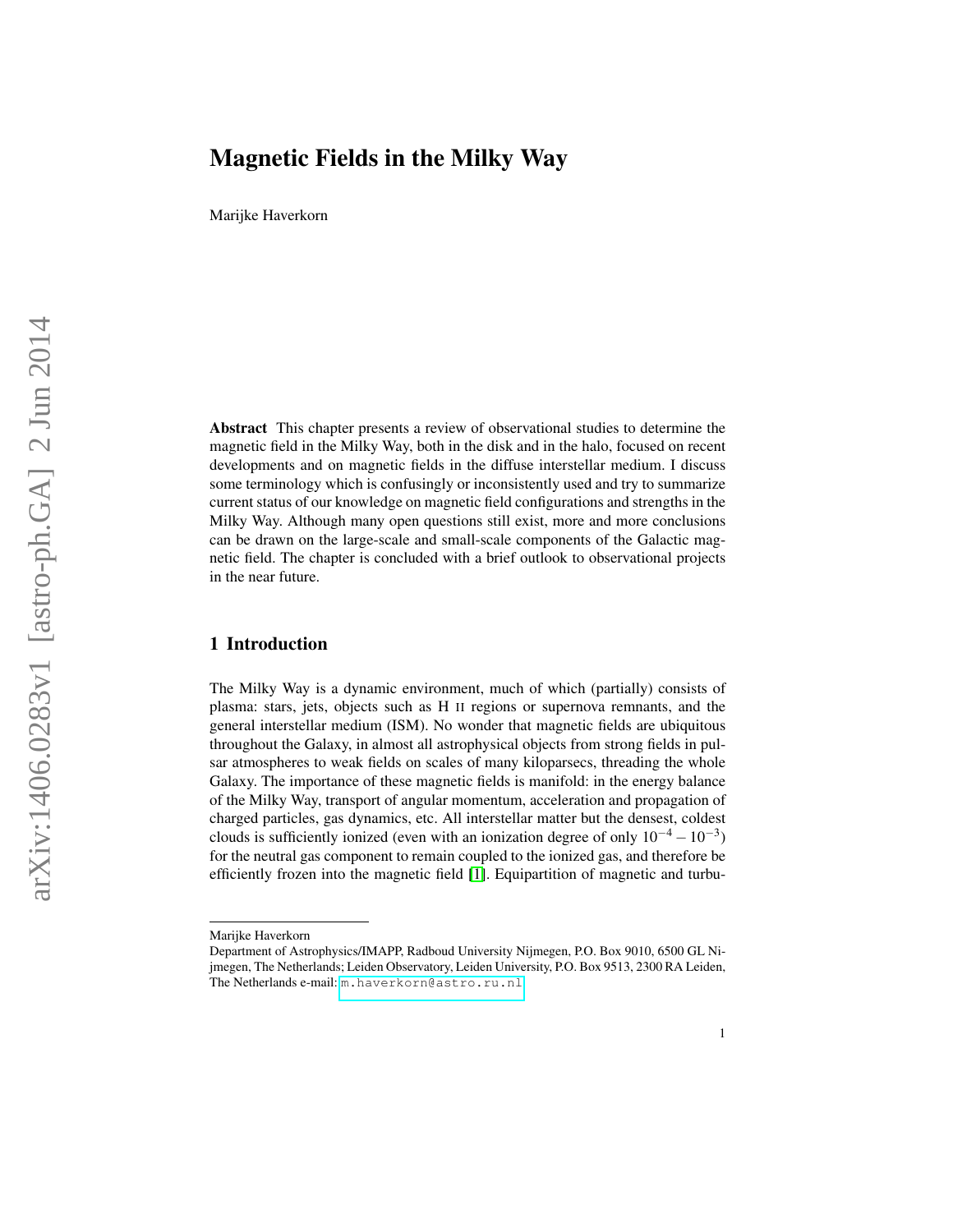# Magnetic Fields in the Milky Way

Marijke Haverkorn

**Abstract** This chapter presents a review of observational studies to determine the magnetic field in the Milky Way, both in the disk and in the halo, focused on recent developments and on magnetic fields in the diffuse interstellar medium. I discuss some terminology which is confusingly or inconsistently used and try to summarize current status of our knowledge on magnetic field configurations and strengths in the Milky Way. Although many open questions still exist, more and more conclusions can be drawn on the large-scale and small-scale components of the Galactic magnetic field. The chapter is concluded with a brief outlook to observational projects in the near future.

## 1 Introduction

The Milky Way is a dynamic environment, much of which (partially) consists of plasma: stars, jets, objects such as H II regions or supernova remnants, and the general interstellar medium (ISM). No wonder that magnetic fields are ubiquitous throughout the Galaxy, in almost all astrophysical objects from strong fields in pulsar atmospheres to weak fields on scales of many kiloparsecs, threading the whole Galaxy. The importance of these magnetic fields is manifold: in the energy balance of the Milky Way, transport of angular momentum, acceleration and propagation of charged particles, gas dynamics, etc. All interstellar matter but the densest, coldest clouds is sufficiently ionized (even with an ionization degree of only $10^{-4} - 10^{-3}$) for the neutral gas component to remain coupled to the ionized gas, and therefore be efficiently frozen into the magnetic field [1]. Equipartition of magnetic and turbu-

---

Marijke Haverkorn
Department of Astrophysics/IMAPP, Radboud University Nijmegen, P.O. Box 9010, 6500 GL Nijmegen, The Netherlands; Leiden Observatory, Leiden University, P.O. Box 9513, 2300 RA Leiden, The Netherlands e-mail: m.haverkorn@astro.ru.nl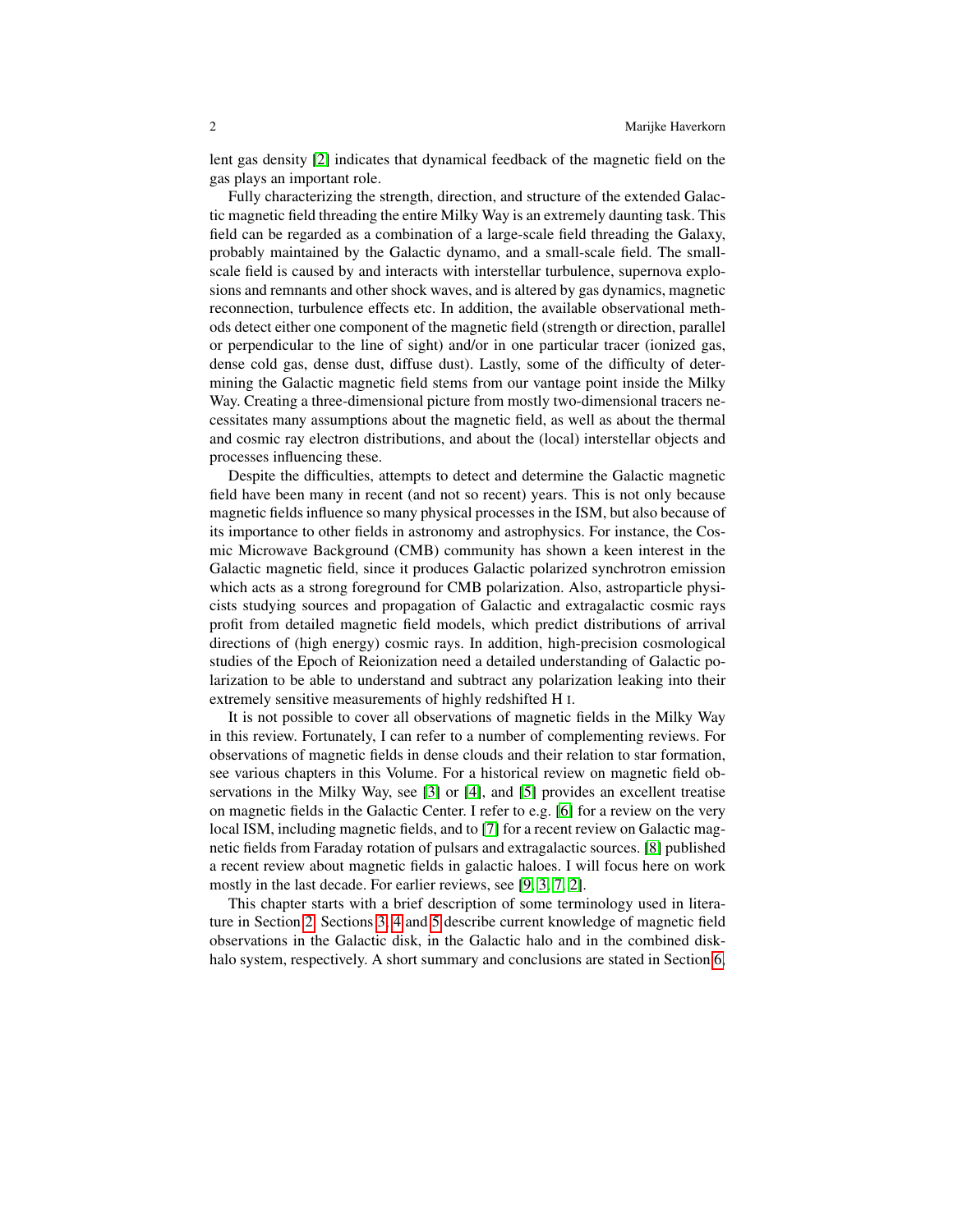lent gas density [2] indicates that dynamical feedback of the magnetic field on the gas plays an important role.

Fully characterizing the strength, direction, and structure of the extended Galactic magnetic field threading the entire Milky Way is an extremely daunting task. This field can be regarded as a combination of a large-scale field threading the Galaxy, probably maintained by the Galactic dynamo, and a small-scale field. The small-scale field is caused by and interacts with interstellar turbulence, supernova explosions and remnants and other shock waves, and is altered by gas dynamics, magnetic reconnection, turbulence effects etc. In addition, the available observational methods detect either one component of the magnetic field (strength or direction, parallel or perpendicular to the line of sight) and/or in one particular tracer (ionized gas, dense cold gas, dense dust, diffuse dust). Lastly, some of the difficulty of determining the Galactic magnetic field stems from our vantage point inside the Milky Way. Creating a three-dimensional picture from mostly two-dimensional tracers necessitates many assumptions about the magnetic field, as well as about the thermal and cosmic ray electron distributions, and about the (local) interstellar objects and processes influencing these.

Despite the difficulties, attempts to detect and determine the Galactic magnetic field have been many in recent (and not so recent) years. This is not only because magnetic fields influence so many physical processes in the ISM, but also because of its importance to other fields in astronomy and astrophysics. For instance, the Cosmic Microwave Background (CMB) community has shown a keen interest in the Galactic magnetic field, since it produces Galactic polarized synchrotron emission which acts as a strong foreground for CMB polarization. Also, astroparticle physicists studying sources and propagation of Galactic and extragalactic cosmic rays profit from detailed magnetic field models, which predict distributions of arrival directions of (high energy) cosmic rays. In addition, high-precision cosmological studies of the Epoch of Reionization need a detailed understanding of Galactic polarization to be able to understand and subtract any polarization leaking into their extremely sensitive measurements of highly redshifted H I.

It is not possible to cover all observations of magnetic fields in the Milky Way in this review. Fortunately, I can refer to a number of complementing reviews. For observations of magnetic fields in dense clouds and their relation to star formation, see various chapters in this Volume. For a historical review on magnetic field observations in the Milky Way, see [3] or [4], and [5] provides an excellent treatise on magnetic fields in the Galactic Center. I refer to e.g. [6] for a review on the very local ISM, including magnetic fields, and to [7] for a recent review on Galactic magnetic fields from Faraday rotation of pulsars and extragalactic sources. [8] published a recent review about magnetic fields in galactic haloes. I will focus here on work mostly in the last decade. For earlier reviews, see [9, 3, 7, 2].

This chapter starts with a brief description of some terminology used in literature in Section 2. Sections 3, 4 and 5 describe current knowledge of magnetic field observations in the Galactic disk, in the Galactic halo and in the combined disk-halo system, respectively. A short summary and conclusions are stated in Section 6.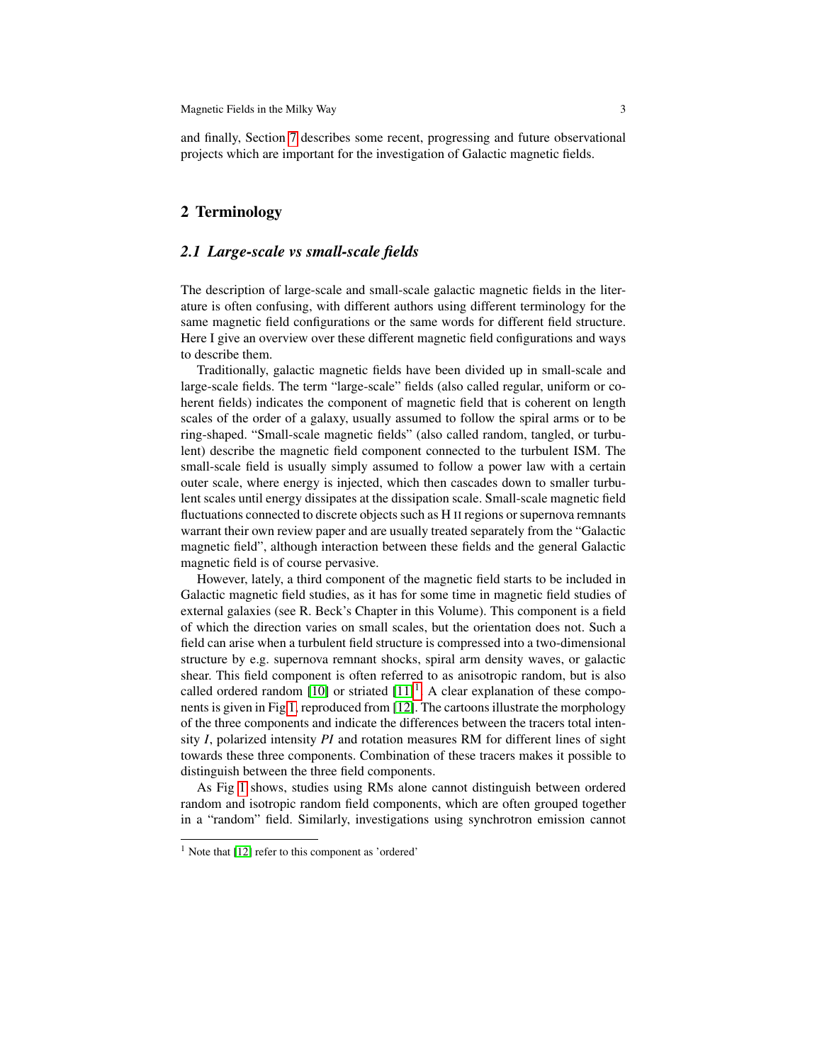and finally, Section 7 describes some recent, progressing and future observational projects which are important for the investigation of Galactic magnetic fields.

## 2 Terminology

### *2.1 Large-scale vs small-scale fields*

The description of large-scale and small-scale galactic magnetic fields in the literature is often confusing, with different authors using different terminology for the same magnetic field configurations or the same words for different field structure. Here I give an overview over these different magnetic field configurations and ways to describe them.

Traditionally, galactic magnetic fields have been divided up in small-scale and large-scale fields. The term "large-scale" fields (also called regular, uniform or coherent fields) indicates the component of magnetic field that is coherent on length scales of the order of a galaxy, usually assumed to follow the spiral arms or to be ring-shaped. "Small-scale magnetic fields" (also called random, tangled, or turbulent) describe the magnetic field component connected to the turbulent ISM. The small-scale field is usually simply assumed to follow a power law with a certain outer scale, where energy is injected, which then cascades down to smaller turbulent scales until energy dissipates at the dissipation scale. Small-scale magnetic field fluctuations connected to discrete objects such as H II regions or supernova remnants warrant their own review paper and are usually treated separately from the "Galactic magnetic field", although interaction between these fields and the general Galactic magnetic field is of course pervasive.

However, lately, a third component of the magnetic field starts to be included in Galactic magnetic field studies, as it has for some time in magnetic field studies of external galaxies (see R. Beck's Chapter in this Volume). This component is a field of which the direction varies on small scales, but the orientation does not. Such a field can arise when a turbulent field structure is compressed into a two-dimensional structure by e.g. supernova remnant shocks, spiral arm density waves, or galactic shear. This field component is often referred to as anisotropic random, but is also called ordered random [10] or striated [11][1]. A clear explanation of these components is given in Fig 1, reproduced from [12]. The cartoons illustrate the morphology of the three components and indicate the differences between the tracers total intensity *I*, polarized intensity *PI* and rotation measures RM for different lines of sight towards these three components. Combination of these tracers makes it possible to distinguish between the three field components.

As Fig 1 shows, studies using RMs alone cannot distinguish between ordered random and isotropic random field components, which are often grouped together in a "random" field. Similarly, investigations using synchrotron emission cannot

[1] Note that [12] refer to this component as 'ordered'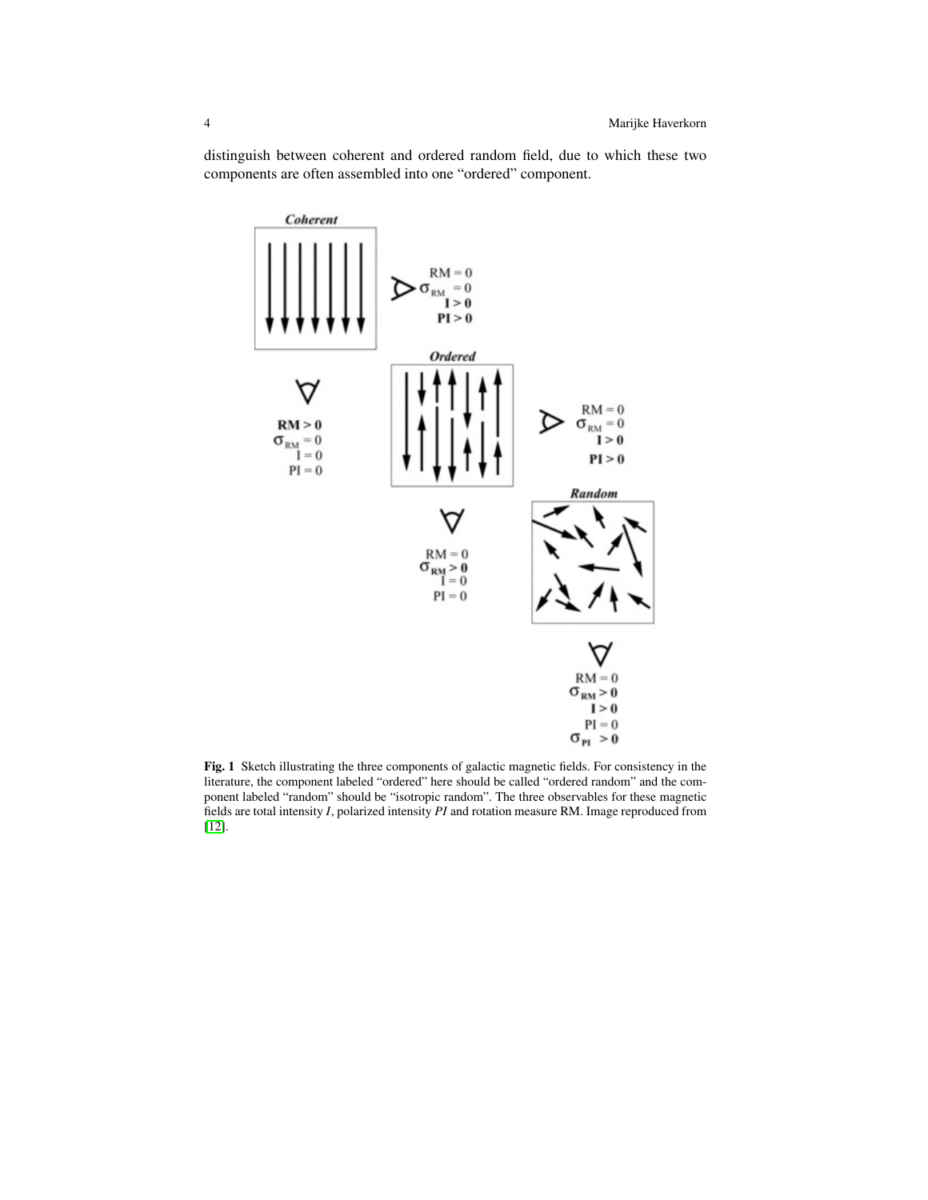distinguish between coherent and ordered random field, due to which these two components are often assembled into one "ordered" component.

**Fig. 1** Sketch illustrating the three components of galactic magnetic fields. For consistency in the literature, the component labeled "ordered" here should be called "ordered random" and the component labeled "random" should be "isotropic random". The three observables for these magnetic fields are total intensity *I*, polarized intensity *PI* and rotation measure RM. Image reproduced from [12].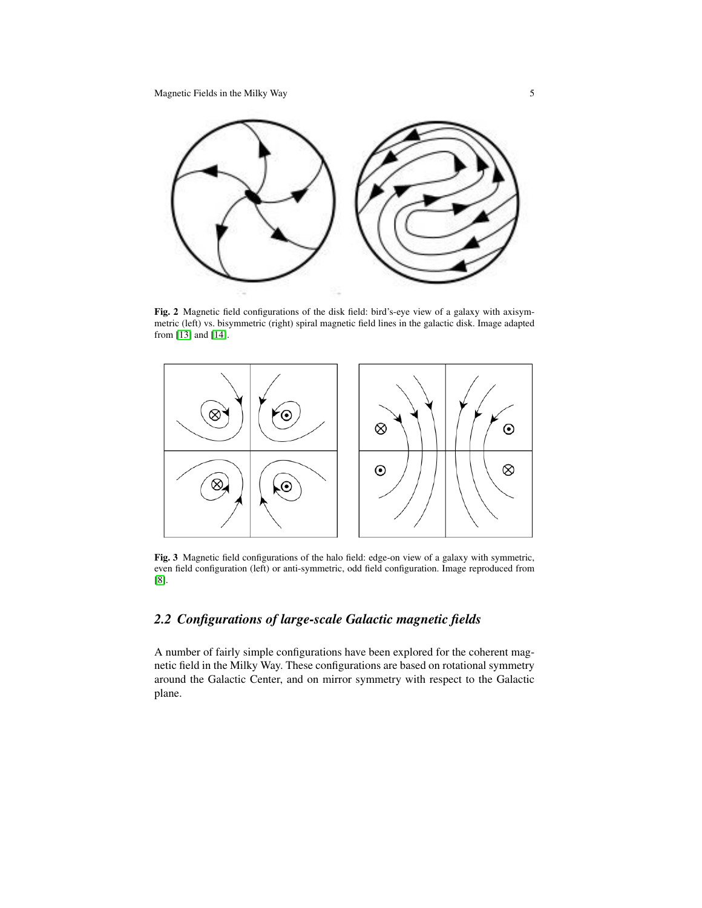**Fig. 2** Magnetic field configurations of the disk field: bird's-eye view of a galaxy with axisymmetric (left) vs. bisymmetric (right) spiral magnetic field lines in the galactic disk. Image adapted from [13] and [14].

**Fig. 3** Magnetic field configurations of the halo field: edge-on view of a galaxy with symmetric, even field configuration (left) or anti-symmetric, odd field configuration. Image reproduced from [8].

## *2.2 Configurations of large-scale Galactic magnetic fields*

A number of fairly simple configurations have been explored for the coherent magnetic field in the Milky Way. These configurations are based on rotational symmetry around the Galactic Center, and on mirror symmetry with respect to the Galactic plane.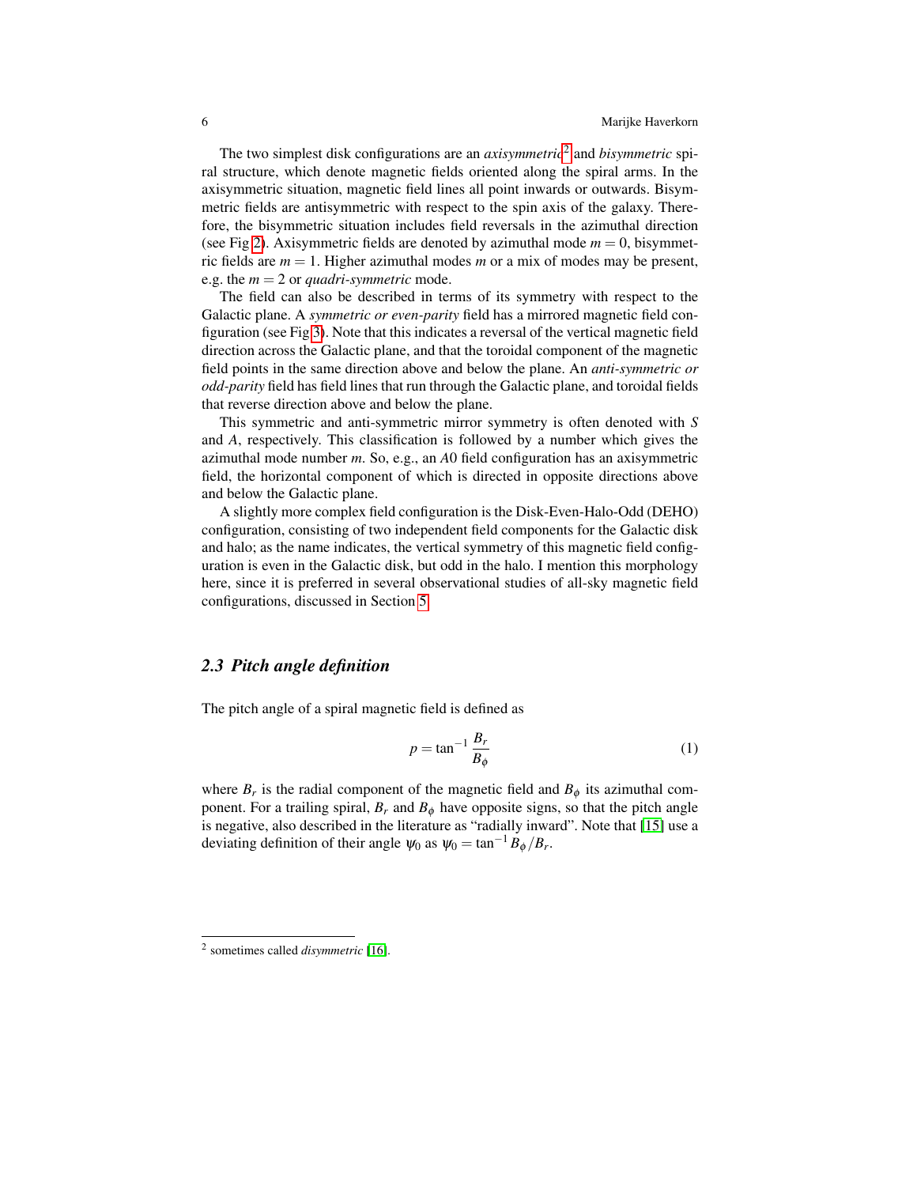The two simplest disk configurations are an *axisymmetric*[2] and *bisymmetric* spiral structure, which denote magnetic fields oriented along the spiral arms. In the axisymmetric situation, magnetic field lines all point inwards or outwards. Bisymmetric fields are antisymmetric with respect to the spin axis of the galaxy. Therefore, the bisymmetric situation includes field reversals in the azimuthal direction (see Fig 2). Axisymmetric fields are denoted by azimuthal mode $m = 0$, bisymmetric fields are $m = 1$. Higher azimuthal modes $m$ or a mix of modes may be present, e.g. the $m = 2$ or *quadri-symmetric* mode.

The field can also be described in terms of its symmetry with respect to the Galactic plane. A *symmetric or even-parity* field has a mirrored magnetic field configuration (see Fig 3). Note that this indicates a reversal of the vertical magnetic field direction across the Galactic plane, and that the toroidal component of the magnetic field points in the same direction above and below the plane. An *anti-symmetric or odd-parity* field has field lines that run through the Galactic plane, and toroidal fields that reverse direction above and below the plane.

This symmetric and anti-symmetric mirror symmetry is often denoted with *S* and *A*, respectively. This classification is followed by a number which gives the azimuthal mode number $m$. So, e.g., an *A*0 field configuration has an axisymmetric field, the horizontal component of which is directed in opposite directions above and below the Galactic plane.

A slightly more complex field configuration is the Disk-Even-Halo-Odd (DEHO) configuration, consisting of two independent field components for the Galactic disk and halo; as the name indicates, the vertical symmetry of this magnetic field configuration is even in the Galactic disk, but odd in the halo. I mention this morphology here, since it is preferred in several observational studies of all-sky magnetic field configurations, discussed in Section 5.

## 2.3 Pitch angle definition

The pitch angle of a spiral magnetic field is defined as

$$p = \tan^{-1} \frac{B_r}{B_\phi} \tag{1}$$

where $B_r$ is the radial component of the magnetic field and $B_\phi$ its azimuthal component. For a trailing spiral, $B_r$ and $B_\phi$ have opposite signs, so that the pitch angle is negative, also described in the literature as "radially inward". Note that [15] use a deviating definition of their angle $\psi_0$ as $\psi_0 = \tan^{-1} B_\phi / B_r$.

---

[2] sometimes called *disymmetric* [16].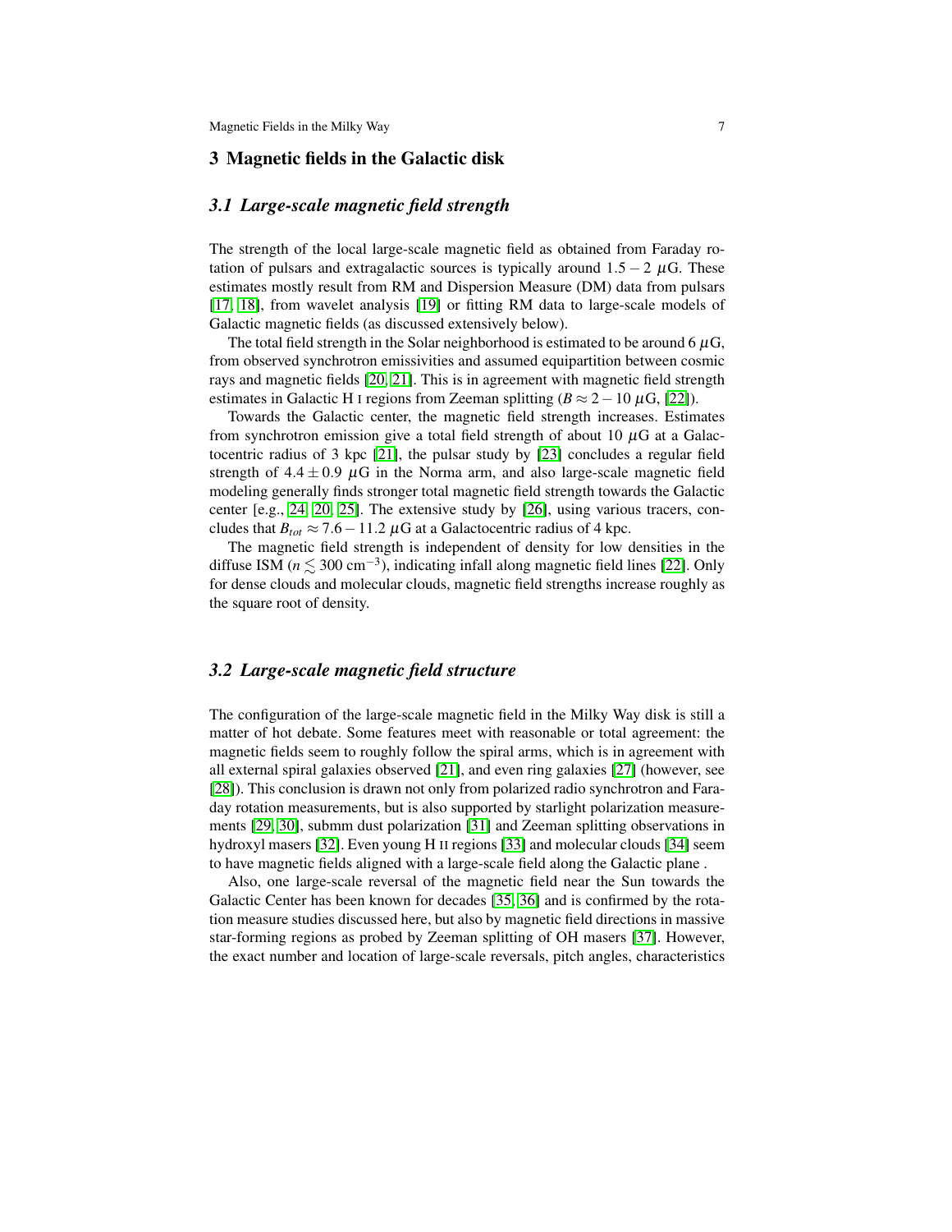## 3 Magnetic fields in the Galactic disk

### *3.1 Large-scale magnetic field strength*

The strength of the local large-scale magnetic field as obtained from Faraday rotation of pulsars and extragalactic sources is typically around $1.5-2\ \mu$G. These estimates mostly result from RM and Dispersion Measure (DM) data from pulsars [17, 18], from wavelet analysis [19] or fitting RM data to large-scale models of Galactic magnetic fields (as discussed extensively below).

The total field strength in the Solar neighborhood is estimated to be around 6 $\mu$G, from observed synchrotron emissivities and assumed equipartition between cosmic rays and magnetic fields [20, 21]. This is in agreement with magnetic field strength estimates in Galactic H I regions from Zeeman splitting ($B \approx 2-10\ \mu$G, [22]).

Towards the Galactic center, the magnetic field strength increases. Estimates from synchrotron emission give a total field strength of about 10 $\mu$G at a Galactocentric radius of 3 kpc [21], the pulsar study by [23] concludes a regular field strength of $4.4 \pm 0.9\ \mu$G in the Norma arm, and also large-scale magnetic field modeling generally finds stronger total magnetic field strength towards the Galactic center [e.g., 24, 20, 25]. The extensive study by [26], using various tracers, concludes that $B_{tot} \approx 7.6-11.2\ \mu$G at a Galactocentric radius of 4 kpc.

The magnetic field strength is independent of density for low densities in the diffuse ISM ($n \lesssim 300$ cm$^{-3}$), indicating infall along magnetic field lines [22]. Only for dense clouds and molecular clouds, magnetic field strengths increase roughly as the square root of density.

### *3.2 Large-scale magnetic field structure*

The configuration of the large-scale magnetic field in the Milky Way disk is still a matter of hot debate. Some features meet with reasonable or total agreement: the magnetic fields seem to roughly follow the spiral arms, which is in agreement with all external spiral galaxies observed [21], and even ring galaxies [27] (however, see [28]). This conclusion is drawn not only from polarized radio synchrotron and Faraday rotation measurements, but is also supported by starlight polarization measurements [29, 30], submm dust polarization [31] and Zeeman splitting observations in hydroxyl masers [32]. Even young H II regions [33] and molecular clouds [34] seem to have magnetic fields aligned with a large-scale field along the Galactic plane .

Also, one large-scale reversal of the magnetic field near the Sun towards the Galactic Center has been known for decades [35, 36] and is confirmed by the rotation measure studies discussed here, but also by magnetic field directions in massive star-forming regions as probed by Zeeman splitting of OH masers [37]. However, the exact number and location of large-scale reversals, pitch angles, characteristics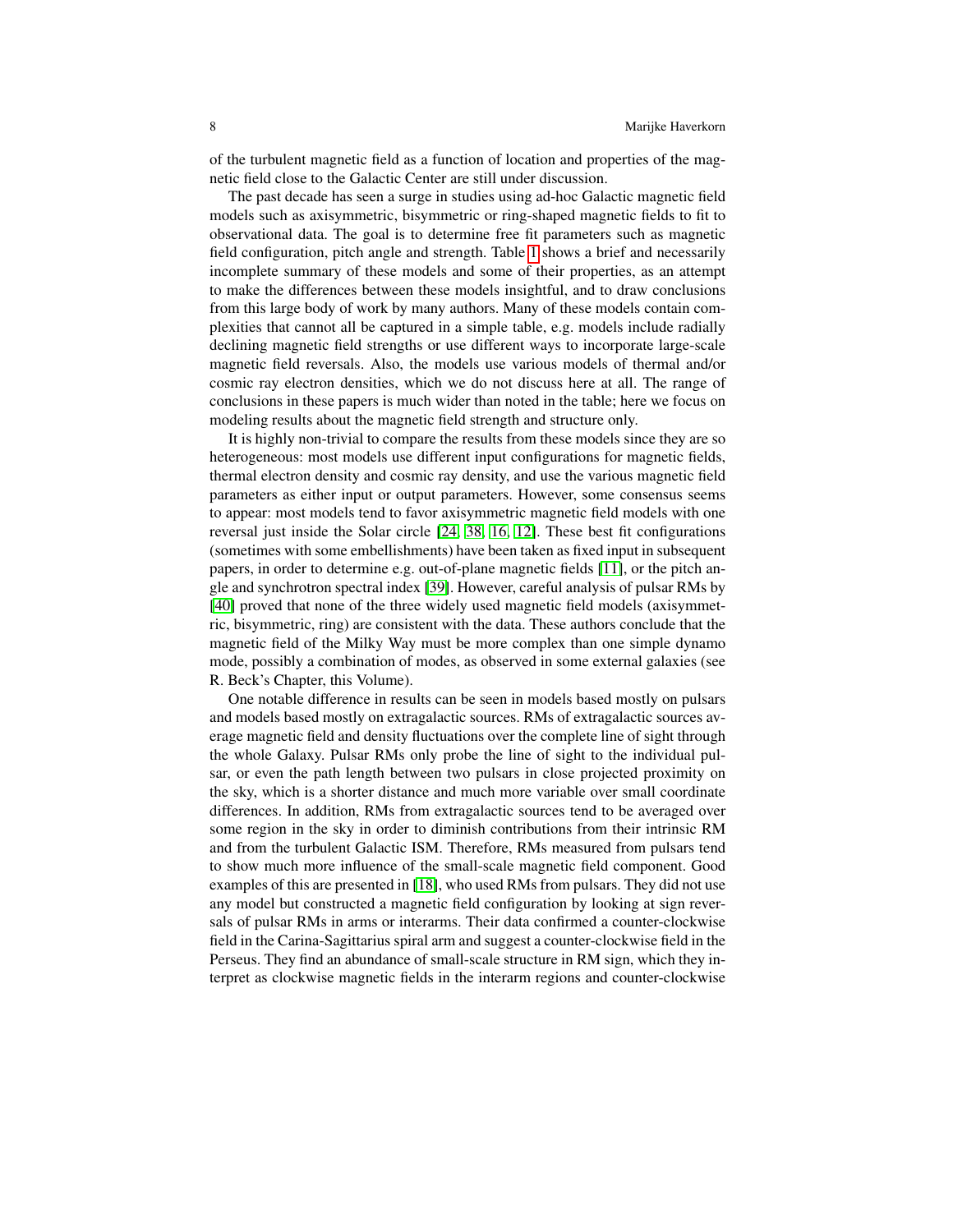of the turbulent magnetic field as a function of location and properties of the magnetic field close to the Galactic Center are still under discussion.

The past decade has seen a surge in studies using ad-hoc Galactic magnetic field models such as axisymmetric, bisymmetric or ring-shaped magnetic fields to fit to observational data. The goal is to determine free fit parameters such as magnetic field configuration, pitch angle and strength. Table 1 shows a brief and necessarily incomplete summary of these models and some of their properties, as an attempt to make the differences between these models insightful, and to draw conclusions from this large body of work by many authors. Many of these models contain complexities that cannot all be captured in a simple table, e.g. models include radially declining magnetic field strengths or use different ways to incorporate large-scale magnetic field reversals. Also, the models use various models of thermal and/or cosmic ray electron densities, which we do not discuss here at all. The range of conclusions in these papers is much wider than noted in the table; here we focus on modeling results about the magnetic field strength and structure only.

It is highly non-trivial to compare the results from these models since they are so heterogeneous: most models use different input configurations for magnetic fields, thermal electron density and cosmic ray density, and use the various magnetic field parameters as either input or output parameters. However, some consensus seems to appear: most models tend to favor axisymmetric magnetic field models with one reversal just inside the Solar circle [24, 38, 16, 12]. These best fit configurations (sometimes with some embellishments) have been taken as fixed input in subsequent papers, in order to determine e.g. out-of-plane magnetic fields [11], or the pitch angle and synchrotron spectral index [39]. However, careful analysis of pulsar RMs by [40] proved that none of the three widely used magnetic field models (axisymmetric, bisymmetric, ring) are consistent with the data. These authors conclude that the magnetic field of the Milky Way must be more complex than one simple dynamo mode, possibly a combination of modes, as observed in some external galaxies (see R. Beck's Chapter, this Volume).

One notable difference in results can be seen in models based mostly on pulsars and models based mostly on extragalactic sources. RMs of extragalactic sources average magnetic field and density fluctuations over the complete line of sight through the whole Galaxy. Pulsar RMs only probe the line of sight to the individual pulsar, or even the path length between two pulsars in close projected proximity on the sky, which is a shorter distance and much more variable over small coordinate differences. In addition, RMs from extragalactic sources tend to be averaged over some region in the sky in order to diminish contributions from their intrinsic RM and from the turbulent Galactic ISM. Therefore, RMs measured from pulsars tend to show much more influence of the small-scale magnetic field component. Good examples of this are presented in [18], who used RMs from pulsars. They did not use any model but constructed a magnetic field configuration by looking at sign reversals of pulsar RMs in arms or interarms. Their data confirmed a counter-clockwise field in the Carina-Sagittarius spiral arm and suggest a counter-clockwise field in the Perseus. They find an abundance of small-scale structure in RM sign, which they interpret as clockwise magnetic fields in the interarm regions and counter-clockwise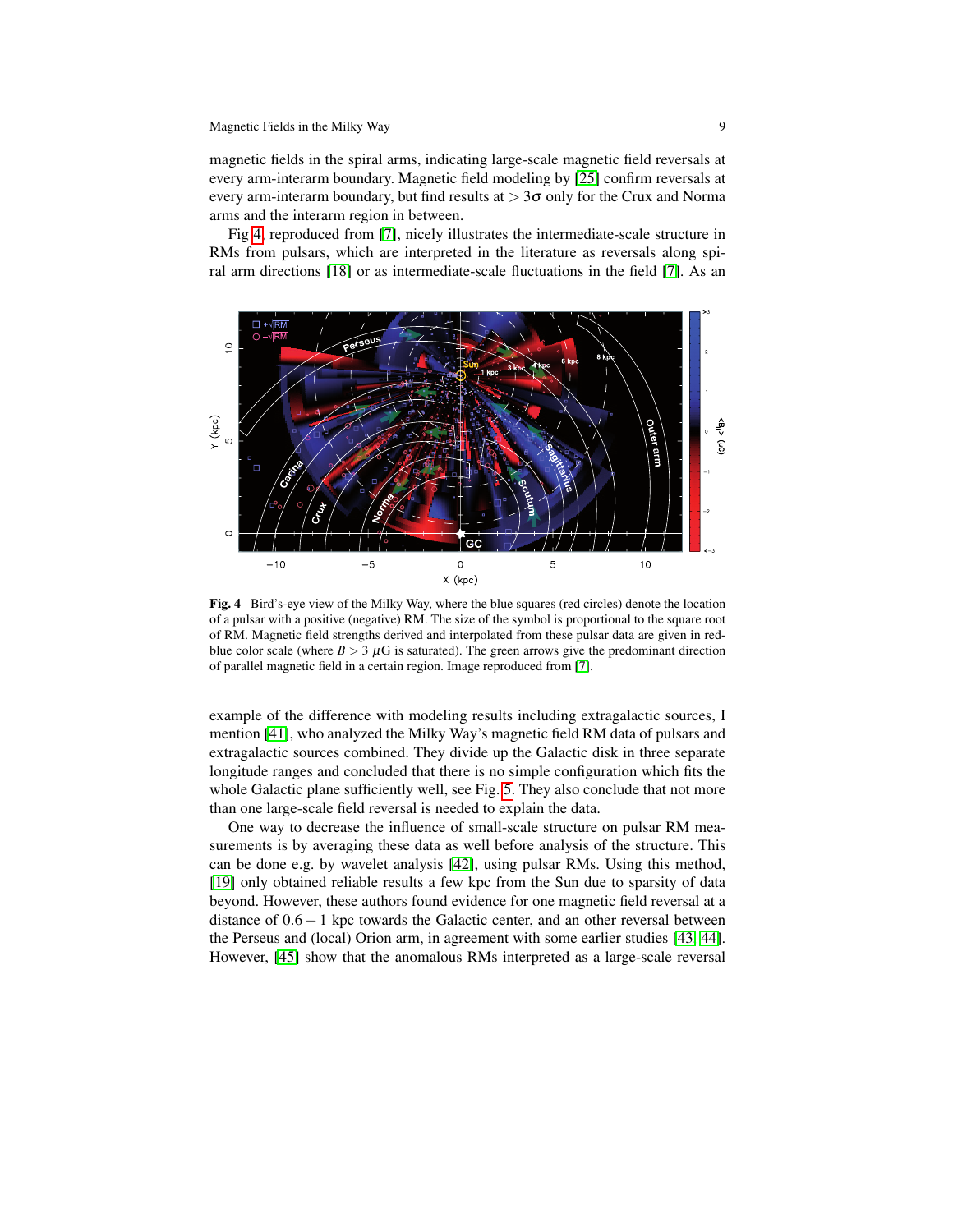magnetic fields in the spiral arms, indicating large-scale magnetic field reversals at every arm-interarm boundary. Magnetic field modeling by [25] confirm reversals at every arm-interarm boundary, but find results at $> 3\sigma$ only for the Crux and Norma arms and the interarm region in between.

Fig 4, reproduced from [7], nicely illustrates the intermediate-scale structure in RMs from pulsars, which are interpreted in the literature as reversals along spiral arm directions [18] or as intermediate-scale fluctuations in the field [7]. As an example of the difference with modeling results including extragalactic sources, I mention [41], who analyzed the Milky Way's magnetic field RM data of pulsars and extragalactic sources combined. They divide up the Galactic disk in three separate longitude ranges and concluded that there is no simple configuration which fits the whole Galactic plane sufficiently well, see Fig. 5. They also conclude that not more than one large-scale field reversal is needed to explain the data.

**Fig. 4** Bird's-eye view of the Milky Way, where the blue squares (red circles) denote the location of a pulsar with a positive (negative) RM. The size of the symbol is proportional to the square root of RM. Magnetic field strengths derived and interpolated from these pulsar data are given in red-blue color scale (where $B > 3\ \mu$G is saturated). The green arrows give the predominant direction of parallel magnetic field in a certain region. Image reproduced from [7].

One way to decrease the influence of small-scale structure on pulsar RM measurements is by averaging these data as well before analysis of the structure. This can be done e.g. by wavelet analysis [42], using pulsar RMs. Using this method, [19] only obtained reliable results a few kpc from the Sun due to sparsity of data beyond. However, these authors found evidence for one magnetic field reversal at a distance of 0.6 – 1 kpc towards the Galactic center, and an other reversal between the Perseus and (local) Orion arm, in agreement with some earlier studies [43, 44]. However, [45] show that the anomalous RMs interpreted as a large-scale reversal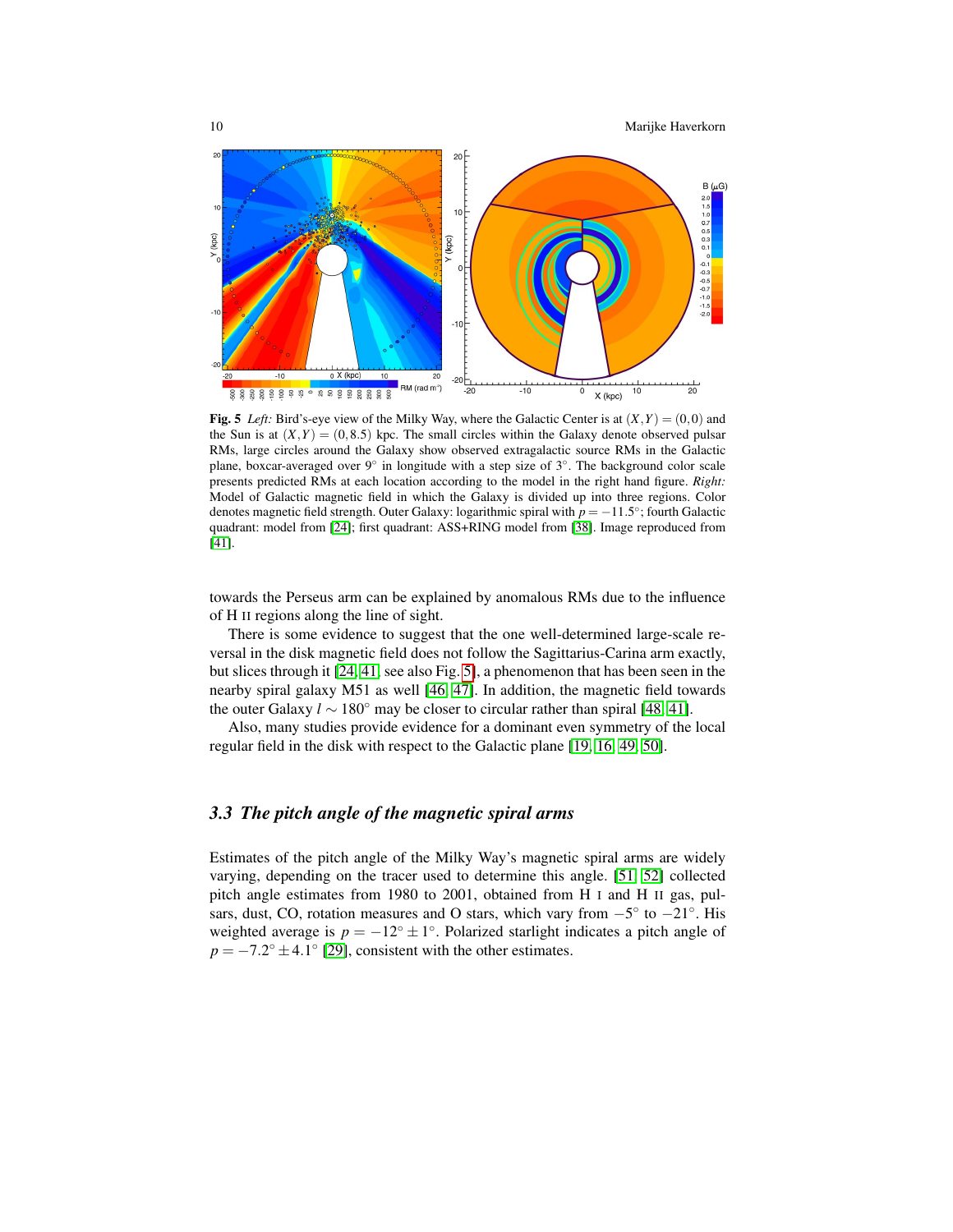**Fig. 5** *Left:* Bird's-eye view of the Milky Way, where the Galactic Center is at $(X,Y) = (0,0)$ and the Sun is at $(X,Y) = (0,8.5)$ kpc. The small circles within the Galaxy denote observed pulsar RMs, large circles around the Galaxy show observed extragalactic source RMs in the Galactic plane, boxcar-averaged over 9° in longitude with a step size of 3°. The background color scale presents predicted RMs at each location according to the model in the right hand figure. *Right:* Model of Galactic magnetic field in which the Galaxy is divided up into three regions. Color denotes magnetic field strength. Outer Galaxy: logarithmic spiral with $p = -11.5°$; fourth Galactic quadrant: model from [24]; first quadrant: ASS+RING model from [38]. Image reproduced from [41].

towards the Perseus arm can be explained by anomalous RMs due to the influence of H II regions along the line of sight.

There is some evidence to suggest that the one well-determined large-scale reversal in the disk magnetic field does not follow the Sagittarius-Carina arm exactly, but slices through it [24, 41, see also Fig. 5], a phenomenon that has been seen in the nearby spiral galaxy M51 as well [46, 47]. In addition, the magnetic field towards the outer Galaxy $l \sim 180°$ may be closer to circular rather than spiral [48, 41].

Also, many studies provide evidence for a dominant even symmetry of the local regular field in the disk with respect to the Galactic plane [19, 16, 49, 50].

### *3.3 The pitch angle of the magnetic spiral arms*

Estimates of the pitch angle of the Milky Way's magnetic spiral arms are widely varying, depending on the tracer used to determine this angle. [51, 52] collected pitch angle estimates from 1980 to 2001, obtained from H I and H II gas, pulsars, dust, CO, rotation measures and O stars, which vary from $-5°$ to $-21°$. His weighted average is $p = -12° \pm 1°$. Polarized starlight indicates a pitch angle of $p = -7.2° \pm 4.1°$ [29], consistent with the other estimates.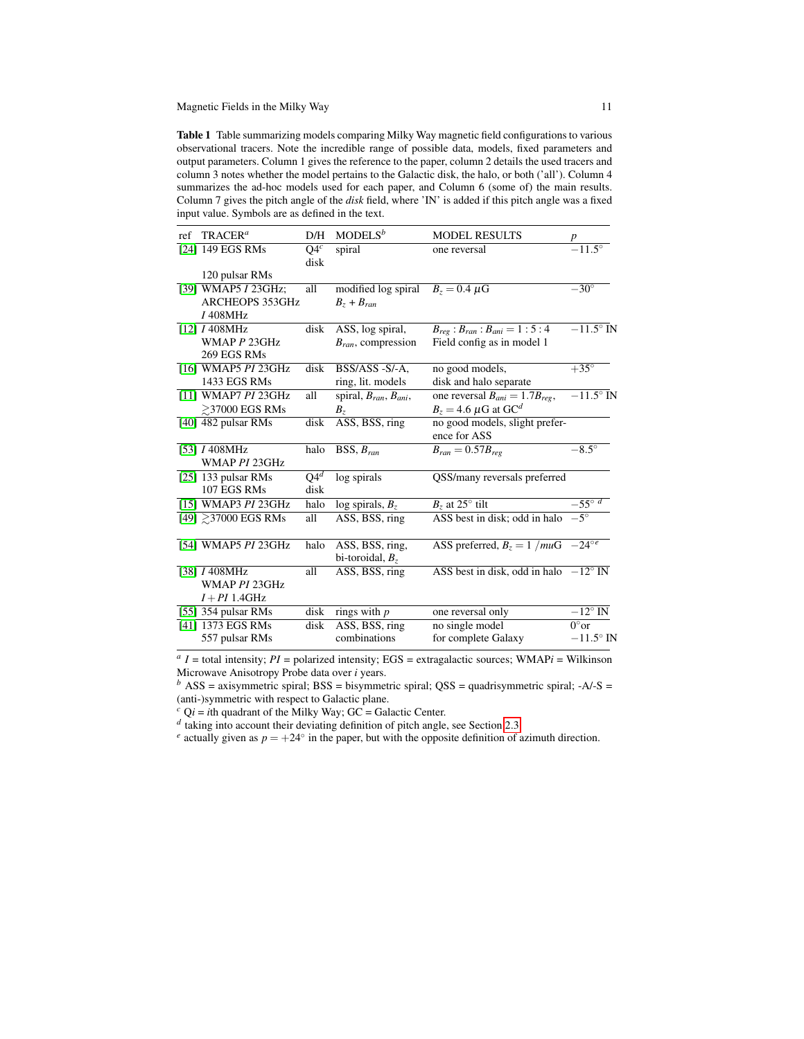**Table 1** Table summarizing models comparing Milky Way magnetic field configurations to various observational tracers. Note the incredible range of possible data, models, fixed parameters and output parameters. Column 1 gives the reference to the paper, column 2 details the used tracers and column 3 notes whether the model pertains to the Galactic disk, the halo, or both ('all'). Column 4 summarizes the ad-hoc models used for each paper, and Column 6 (some of) the main results. Column 7 gives the pitch angle of the *disk* field, where 'IN' is added if this pitch angle was a fixed input value. Symbols are as defined in the text.

| ref | TRACER[a] | D/H | MODELS[b] | MODEL RESULTS | $p$ |
|---|---|---|---|---|---|
| [24] | 149 EGS RMs<br>120 pulsar RMs | Q4[c] disk | spiral | one reversal | $-11.5°$ |
| [39] | WMAP5 $I$ 23GHz;<br>ARCHEOPS 353GHz<br>$I$ 408MHz | all | modified log spiral<br>$B_z$ + $B_{ran}$ | $B_z = 0.4\ \mu$G | $-30°$ |
| [12] | $I$ 408MHz<br>WMAP $P$ 23GHz<br>269 EGS RMs | disk | ASS, log spiral,<br>$B_{ran}$, compression | $B_{reg} : B_{ran} : B_{ani} = 1:5:4$<br>Field config as in model 1 | $-11.5°$ IN |
| [16] | WMAP5 $PI$ 23GHz<br>1433 EGS RMs | disk | BSS/ASS -S/-A,<br>ring, lit. models | no good models,<br>disk and halo separate | $+35°$ |
| [11] | WMAP7 $PI$ 23GHz<br>$\gtrsim$37000 EGS RMs | all | spiral, $B_{ran}$, $B_{ani}$,<br>$B_z$ | one reversal $B_{ani} = 1.7 B_{reg}$,<br>$B_z = 4.6\ \mu$G at GC[d] | $-11.5°$ IN |
| [40] | 482 pulsar RMs | disk | ASS, BSS, ring | no good models, slight preference for ASS | |
| [53] | $I$ 408MHz<br>WMAP $PI$ 23GHz | halo | BSS, $B_{ran}$ | $B_{ran} = 0.57 B_{reg}$ | $-8.5°$ |
| [25] | 133 pulsar RMs<br>107 EGS RMs | Q4[d] disk | log spirals | QSS/many reversals preferred | |
| [15] | WMAP3 $PI$ 23GHz | halo | log spirals, $B_z$ | $B_z$ at 25° tilt | $-55°$ [d] |
| [49] | $\gtrsim$37000 EGS RMs | all | ASS, BSS, ring | ASS best in disk; odd in halo | $-5°$ |
| [54] | WMAP5 $PI$ 23GHz | halo | ASS, BSS, ring,<br>bi-toroidal, $B_z$ | ASS preferred, $B_z = 1\ /mu$G | $-24°$[e] |
| [38] | $I$ 408MHz<br>WMAP $PI$ 23GHz<br>$I + PI$ 1.4GHz | all | ASS, BSS, ring | ASS best in disk, odd in halo | $-12°$ IN |
| [55] | 354 pulsar RMs | disk | rings with $p$ | one reversal only | $-12°$ IN |
| [41] | 1373 EGS RMs<br>557 pulsar RMs | disk | ASS, BSS, ring<br>combinations | no single model<br>for complete Galaxy | $0°$or<br>$-11.5°$ IN |

[a] $I$ = total intensity; $PI$ = polarized intensity; EGS = extragalactic sources; WMAP$i$ = Wilkinson Microwave Anisotropy Probe data over $i$ years.
[b] ASS = axisymmetric spiral; BSS = bisymmetric spiral; QSS = quadrisymmetric spiral; -A/-S = (anti-)symmetric with respect to Galactic plane.
[c] Q$i$ = $i$th quadrant of the Milky Way; GC = Galactic Center.
[d] taking into account their deviating definition of pitch angle, see Section 2.3.
[e] actually given as $p = +24°$ in the paper, but with the opposite definition of azimuth direction.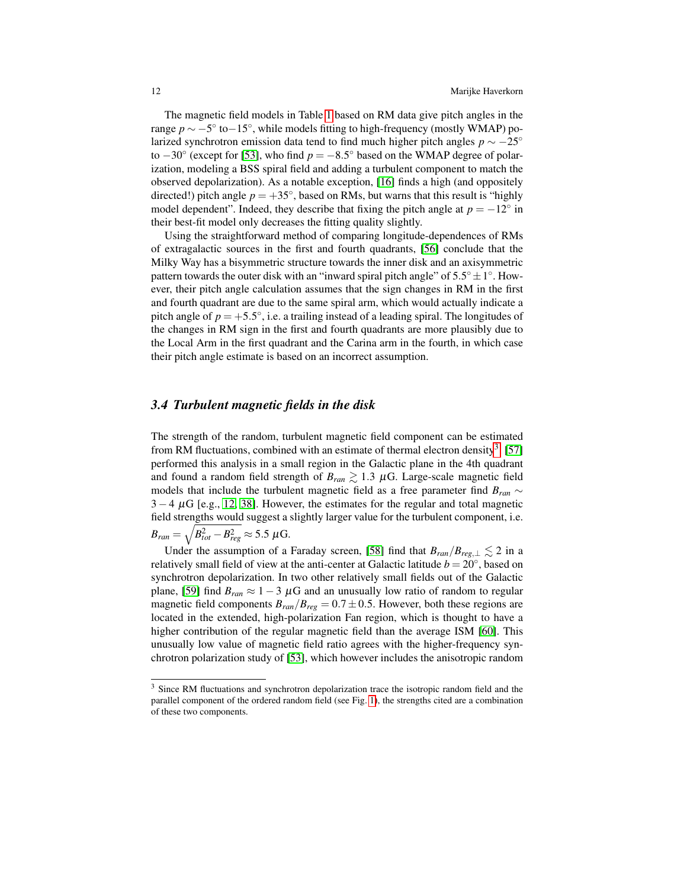The magnetic field models in Table 1 based on RM data give pitch angles in the range $p \sim -5^\circ$ to$-15^\circ$, while models fitting to high-frequency (mostly WMAP) polarized synchrotron emission data tend to find much higher pitch angles $p \sim -25^\circ$ to $-30^\circ$ (except for [53], who find $p = -8.5^\circ$ based on the WMAP degree of polarization, modeling a BSS spiral field and adding a turbulent component to match the observed depolarization). As a notable exception, [16] finds a high (and oppositely directed!) pitch angle $p = +35^\circ$, based on RMs, but warns that this result is "highly model dependent". Indeed, they describe that fixing the pitch angle at $p = -12^\circ$ in their best-fit model only decreases the fitting quality slightly.

Using the straightforward method of comparing longitude-dependences of RMs of extragalactic sources in the first and fourth quadrants, [56] conclude that the Milky Way has a bisymmetric structure towards the inner disk and an axisymmetric pattern towards the outer disk with an "inward spiral pitch angle" of $5.5^\circ \pm 1^\circ$. However, their pitch angle calculation assumes that the sign changes in RM in the first and fourth quadrant are due to the same spiral arm, which would actually indicate a pitch angle of $p = +5.5^\circ$, i.e. a trailing instead of a leading spiral. The longitudes of the changes in RM sign in the first and fourth quadrants are more plausibly due to the Local Arm in the first quadrant and the Carina arm in the fourth, in which case their pitch angle estimate is based on an incorrect assumption.

### 3.4 Turbulent magnetic fields in the disk

The strength of the random, turbulent magnetic field component can be estimated from RM fluctuations, combined with an estimate of thermal electron density[3]. [57] performed this analysis in a small region in the Galactic plane in the 4th quadrant and found a random field strength of $B_{ran} \gtrsim 1.3$ $\mu$G. Large-scale magnetic field models that include the turbulent magnetic field as a free parameter find $B_{ran} \sim 3 - 4$ $\mu$G [e.g., 12, 38]. However, the estimates for the regular and total magnetic field strengths would suggest a slightly larger value for the turbulent component, i.e. $B_{ran} = \sqrt{B_{tot}^2 - B_{reg}^2} \approx 5.5$ $\mu$G.

Under the assumption of a Faraday screen, [58] find that $B_{ran}/B_{reg,\perp} \lesssim 2$ in a relatively small field of view at the anti-center at Galactic latitude $b = 20^\circ$, based on synchrotron depolarization. In two other relatively small fields out of the Galactic plane, [59] find $B_{ran} \approx 1 - 3$ $\mu$G and an unusually low ratio of random to regular magnetic field components $B_{ran}/B_{reg} = 0.7 \pm 0.5$. However, both these regions are located in the extended, high-polarization Fan region, which is thought to have a higher contribution of the regular magnetic field than the average ISM [60]. This unusually low value of magnetic field ratio agrees with the higher-frequency synchrotron polarization study of [53], which however includes the anisotropic random

[3] Since RM fluctuations and synchrotron depolarization trace the isotropic random field and the parallel component of the ordered random field (see Fig. 1), the strengths cited are a combination of these two components.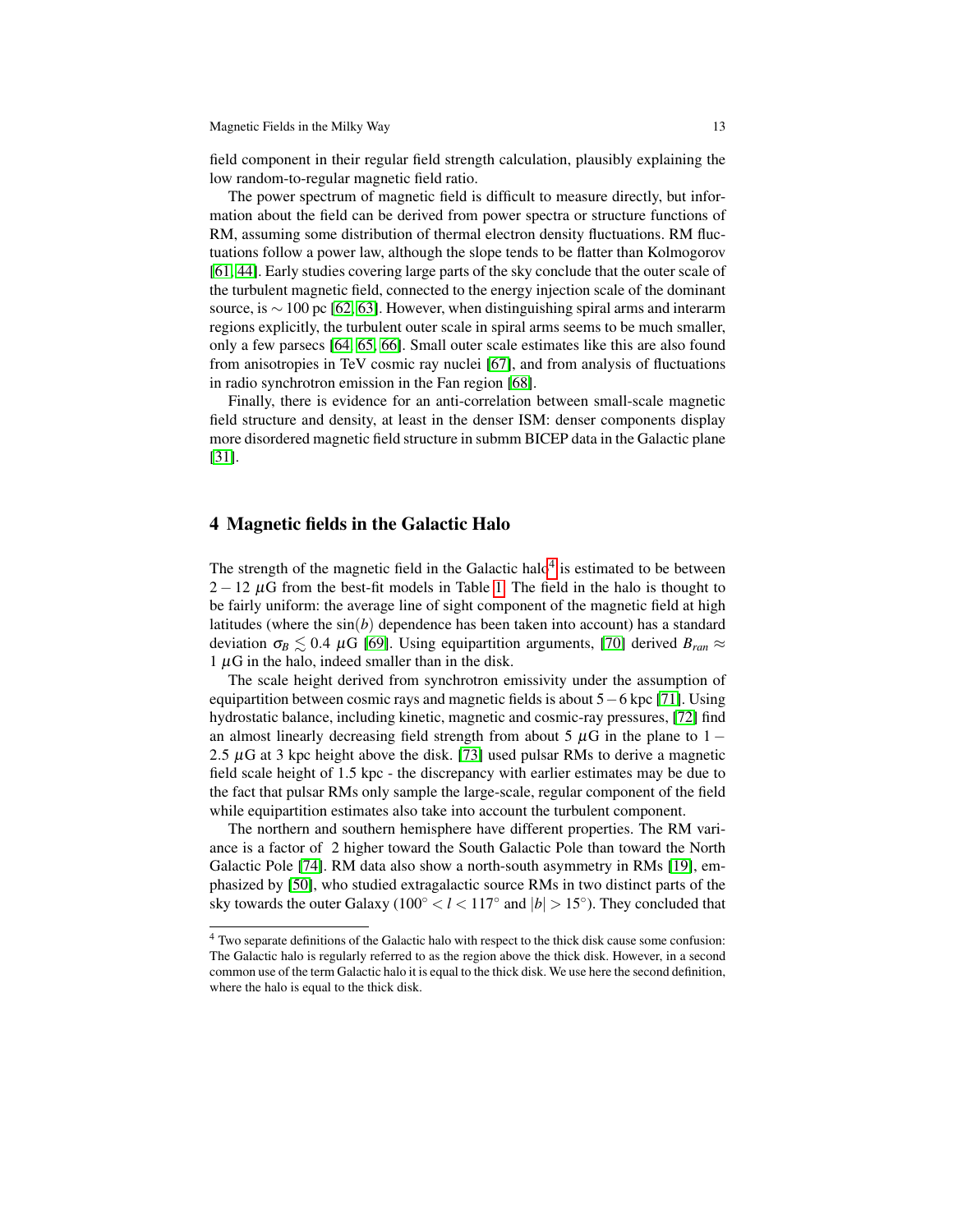field component in their regular field strength calculation, plausibly explaining the low random-to-regular magnetic field ratio.

The power spectrum of magnetic field is difficult to measure directly, but information about the field can be derived from power spectra or structure functions of RM, assuming some distribution of thermal electron density fluctuations. RM fluctuations follow a power law, although the slope tends to be flatter than Kolmogorov [61, 44]. Early studies covering large parts of the sky conclude that the outer scale of the turbulent magnetic field, connected to the energy injection scale of the dominant source, is $\sim 100$ pc [62, 63]. However, when distinguishing spiral arms and interarm regions explicitly, the turbulent outer scale in spiral arms seems to be much smaller, only a few parsecs [64, 65, 66]. Small outer scale estimates like this are also found from anisotropies in TeV cosmic ray nuclei [67], and from analysis of fluctuations in radio synchrotron emission in the Fan region [68].

Finally, there is evidence for an anti-correlation between small-scale magnetic field structure and density, at least in the denser ISM: denser components display more disordered magnetic field structure in submm BICEP data in the Galactic plane [31].

## 4 Magnetic fields in the Galactic Halo

The strength of the magnetic field in the Galactic halo[4] is estimated to be between $2-12$ $\mu$G from the best-fit models in Table 1. The field in the halo is thought to be fairly uniform: the average line of sight component of the magnetic field at high latitudes (where the $\sin(b)$ dependence has been taken into account) has a standard deviation $\sigma_B \lesssim 0.4$ $\mu$G [69]. Using equipartition arguments, [70] derived $B_{ran} \approx 1$ $\mu$G in the halo, indeed smaller than in the disk.

The scale height derived from synchrotron emissivity under the assumption of equipartition between cosmic rays and magnetic fields is about $5-6$ kpc [71]. Using hydrostatic balance, including kinetic, magnetic and cosmic-ray pressures, [72] find an almost linearly decreasing field strength from about 5 $\mu$G in the plane to $1-2.5$ $\mu$G at 3 kpc height above the disk. [73] used pulsar RMs to derive a magnetic field scale height of 1.5 kpc - the discrepancy with earlier estimates may be due to the fact that pulsar RMs only sample the large-scale, regular component of the field while equipartition estimates also take into account the turbulent component.

The northern and southern hemisphere have different properties. The RM variance is a factor of 2 higher toward the South Galactic Pole than toward the North Galactic Pole [74]. RM data also show a north-south asymmetry in RMs [19], emphasized by [50], who studied extragalactic source RMs in two distinct parts of the sky towards the outer Galaxy ($100^\circ < l < 117^\circ$ and $|b| > 15^\circ$). They concluded that

[4] Two separate definitions of the Galactic halo with respect to the thick disk cause some confusion: The Galactic halo is regularly referred to as the region above the thick disk. However, in a second common use of the term Galactic halo it is equal to the thick disk. We use here the second definition, where the halo is equal to the thick disk.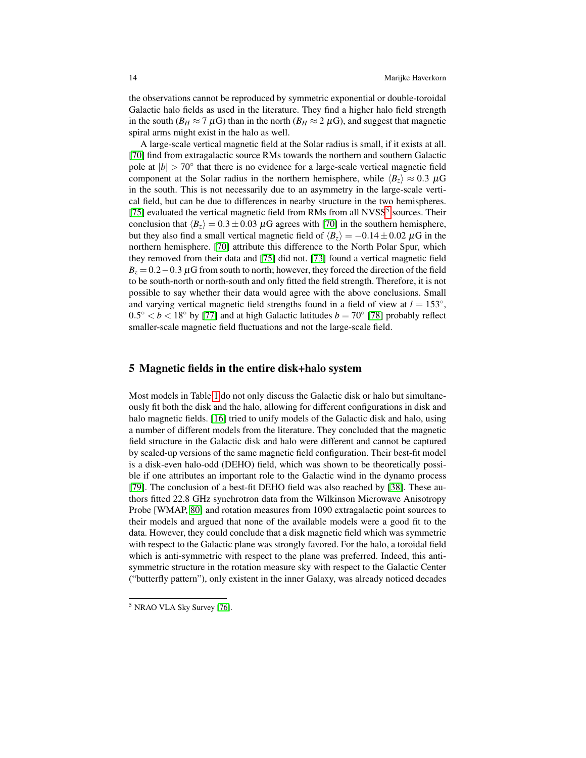the observations cannot be reproduced by symmetric exponential or double-toroidal Galactic halo fields as used in the literature. They find a higher halo field strength in the south ($B_H \approx 7$ $\mu$G) than in the north ($B_H \approx 2$ $\mu$G), and suggest that magnetic spiral arms might exist in the halo as well.

A large-scale vertical magnetic field at the Solar radius is small, if it exists at all. [70] find from extragalactic source RMs towards the northern and southern Galactic pole at $|b| > 70^\circ$ that there is no evidence for a large-scale vertical magnetic field component at the Solar radius in the northern hemisphere, while $\langle B_z \rangle \approx 0.3$ $\mu$G in the south. This is not necessarily due to an asymmetry in the large-scale vertical field, but can be due to differences in nearby structure in the two hemispheres. [75] evaluated the vertical magnetic field from RMs from all NVSS[5] sources. Their conclusion that $\langle B_z \rangle = 0.3 \pm 0.03$ $\mu$G agrees with [70] in the southern hemisphere, but they also find a small vertical magnetic field of $\langle B_z \rangle = -0.14 \pm 0.02$ $\mu$G in the northern hemisphere. [70] attribute this difference to the North Polar Spur, which they removed from their data and [75] did not. [73] found a vertical magnetic field $B_z = 0.2 - 0.3$ $\mu$G from south to north; however, they forced the direction of the field to be south-north or north-south and only fitted the field strength. Therefore, it is not possible to say whether their data would agree with the above conclusions. Small and varying vertical magnetic field strengths found in a field of view at $l = 153^\circ$, $0.5^\circ < b < 18^\circ$ by [77] and at high Galactic latitudes $b = 70^\circ$ [78] probably reflect smaller-scale magnetic field fluctuations and not the large-scale field.

## 5 Magnetic fields in the entire disk+halo system

Most models in Table 1 do not only discuss the Galactic disk or halo but simultaneously fit both the disk and the halo, allowing for different configurations in disk and halo magnetic fields. [16] tried to unify models of the Galactic disk and halo, using a number of different models from the literature. They concluded that the magnetic field structure in the Galactic disk and halo were different and cannot be captured by scaled-up versions of the same magnetic field configuration. Their best-fit model is a disk-even halo-odd (DEHO) field, which was shown to be theoretically possible if one attributes an important role to the Galactic wind in the dynamo process [79]. The conclusion of a best-fit DEHO field was also reached by [38]. These authors fitted 22.8 GHz synchrotron data from the Wilkinson Microwave Anisotropy Probe [WMAP, 80] and rotation measures from 1090 extragalactic point sources to their models and argued that none of the available models were a good fit to the data. However, they could conclude that a disk magnetic field which was symmetric with respect to the Galactic plane was strongly favored. For the halo, a toroidal field which is anti-symmetric with respect to the plane was preferred. Indeed, this anti-symmetric structure in the rotation measure sky with respect to the Galactic Center ("butterfly pattern"), only existent in the inner Galaxy, was already noticed decades

[5] NRAO VLA Sky Survey [76].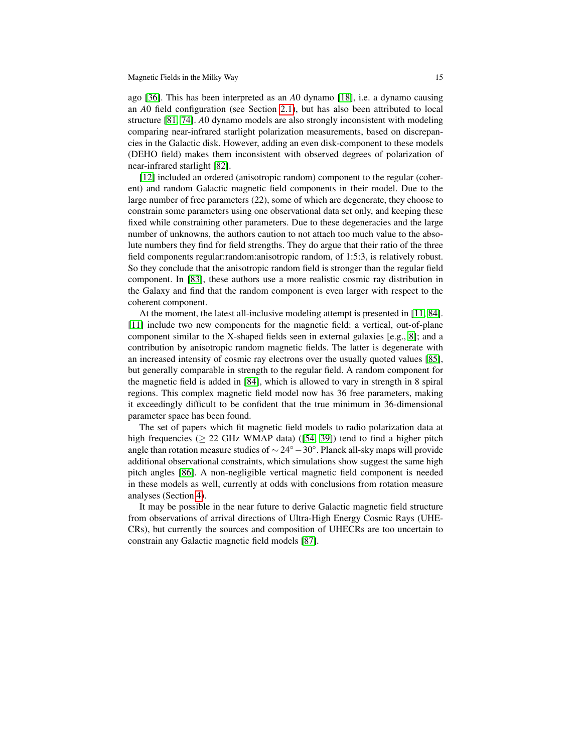ago [36]. This has been interpreted as an *A*0 dynamo [18], i.e. a dynamo causing an *A*0 field configuration (see Section 2.1), but has also been attributed to local structure [81, 74]. *A*0 dynamo models are also strongly inconsistent with modeling comparing near-infrared starlight polarization measurements, based on discrepancies in the Galactic disk. However, adding an even disk-component to these models (DEHO field) makes them inconsistent with observed degrees of polarization of near-infrared starlight [82].

[12] included an ordered (anisotropic random) component to the regular (coherent) and random Galactic magnetic field components in their model. Due to the large number of free parameters (22), some of which are degenerate, they choose to constrain some parameters using one observational data set only, and keeping these fixed while constraining other parameters. Due to these degeneracies and the large number of unknowns, the authors caution to not attach too much value to the absolute numbers they find for field strengths. They do argue that their ratio of the three field components regular:random:anisotropic random, of 1:5:3, is relatively robust. So they conclude that the anisotropic random field is stronger than the regular field component. In [83], these authors use a more realistic cosmic ray distribution in the Galaxy and find that the random component is even larger with respect to the coherent component.

At the moment, the latest all-inclusive modeling attempt is presented in [11, 84]. [11] include two new components for the magnetic field: a vertical, out-of-plane component similar to the X-shaped fields seen in external galaxies [e.g., 8]; and a contribution by anisotropic random magnetic fields. The latter is degenerate with an increased intensity of cosmic ray electrons over the usually quoted values [85], but generally comparable in strength to the regular field. A random component for the magnetic field is added in [84], which is allowed to vary in strength in 8 spiral regions. This complex magnetic field model now has 36 free parameters, making it exceedingly difficult to be confident that the true minimum in 36-dimensional parameter space has been found.

The set of papers which fit magnetic field models to radio polarization data at high frequencies ($\geq 22$ GHz WMAP data) ([54, 39]) tend to find a higher pitch angle than rotation measure studies of $\sim 24^\circ - 30^\circ$. Planck all-sky maps will provide additional observational constraints, which simulations show suggest the same high pitch angles [86]. A non-negligible vertical magnetic field component is needed in these models as well, currently at odds with conclusions from rotation measure analyses (Section 4).

It may be possible in the near future to derive Galactic magnetic field structure from observations of arrival directions of Ultra-High Energy Cosmic Rays (UHECRs), but currently the sources and composition of UHECRs are too uncertain to constrain any Galactic magnetic field models [87].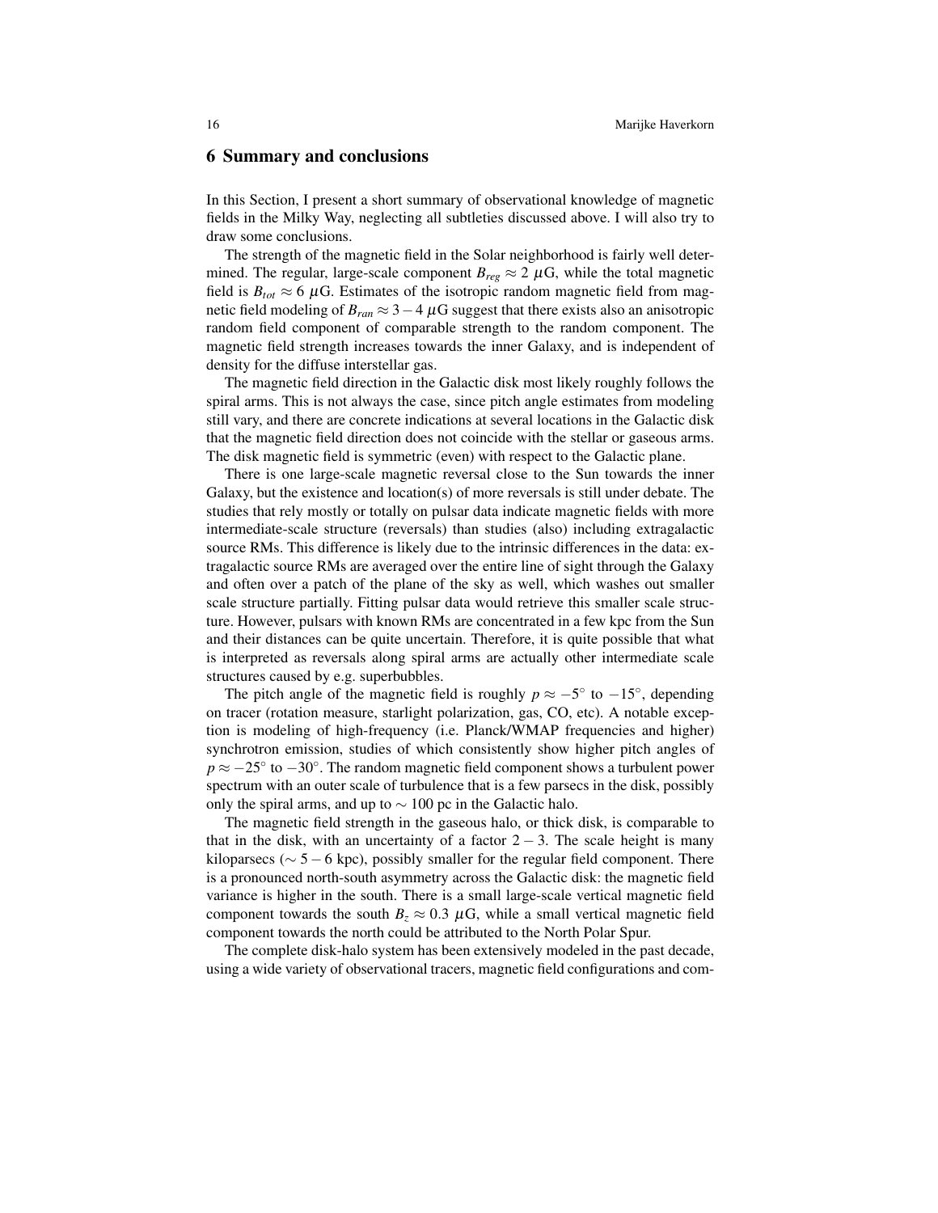## 6 Summary and conclusions

In this Section, I present a short summary of observational knowledge of magnetic fields in the Milky Way, neglecting all subtleties discussed above. I will also try to draw some conclusions.

The strength of the magnetic field in the Solar neighborhood is fairly well determined. The regular, large-scale component $B_{reg} \approx 2\ \mu$G, while the total magnetic field is $B_{tot} \approx 6\ \mu$G. Estimates of the isotropic random magnetic field from magnetic field modeling of $B_{ran} \approx 3-4\ \mu$G suggest that there exists also an anisotropic random field component of comparable strength to the random component. The magnetic field strength increases towards the inner Galaxy, and is independent of density for the diffuse interstellar gas.

The magnetic field direction in the Galactic disk most likely roughly follows the spiral arms. This is not always the case, since pitch angle estimates from modeling still vary, and there are concrete indications at several locations in the Galactic disk that the magnetic field direction does not coincide with the stellar or gaseous arms. The disk magnetic field is symmetric (even) with respect to the Galactic plane.

There is one large-scale magnetic reversal close to the Sun towards the inner Galaxy, but the existence and location(s) of more reversals is still under debate. The studies that rely mostly or totally on pulsar data indicate magnetic fields with more intermediate-scale structure (reversals) than studies (also) including extragalactic source RMs. This difference is likely due to the intrinsic differences in the data: extragalactic source RMs are averaged over the entire line of sight through the Galaxy and often over a patch of the plane of the sky as well, which washes out smaller scale structure partially. Fitting pulsar data would retrieve this smaller scale structure. However, pulsars with known RMs are concentrated in a few kpc from the Sun and their distances can be quite uncertain. Therefore, it is quite possible that what is interpreted as reversals along spiral arms are actually other intermediate scale structures caused by e.g. superbubbles.

The pitch angle of the magnetic field is roughly $p \approx -5^{\circ}$ to $-15^{\circ}$, depending on tracer (rotation measure, starlight polarization, gas, CO, etc). A notable exception is modeling of high-frequency (i.e. Planck/WMAP frequencies and higher) synchrotron emission, studies of which consistently show higher pitch angles of $p \approx -25^{\circ}$ to $-30^{\circ}$. The random magnetic field component shows a turbulent power spectrum with an outer scale of turbulence that is a few parsecs in the disk, possibly only the spiral arms, and up to $\sim 100$ pc in the Galactic halo.

The magnetic field strength in the gaseous halo, or thick disk, is comparable to that in the disk, with an uncertainty of a factor $2-3$. The scale height is many kiloparsecs ($\sim 5-6$ kpc), possibly smaller for the regular field component. There is a pronounced north-south asymmetry across the Galactic disk: the magnetic field variance is higher in the south. There is a small large-scale vertical magnetic field component towards the south $B_z \approx 0.3\ \mu$G, while a small vertical magnetic field component towards the north could be attributed to the North Polar Spur.

The complete disk-halo system has been extensively modeled in the past decade, using a wide variety of observational tracers, magnetic field configurations and com-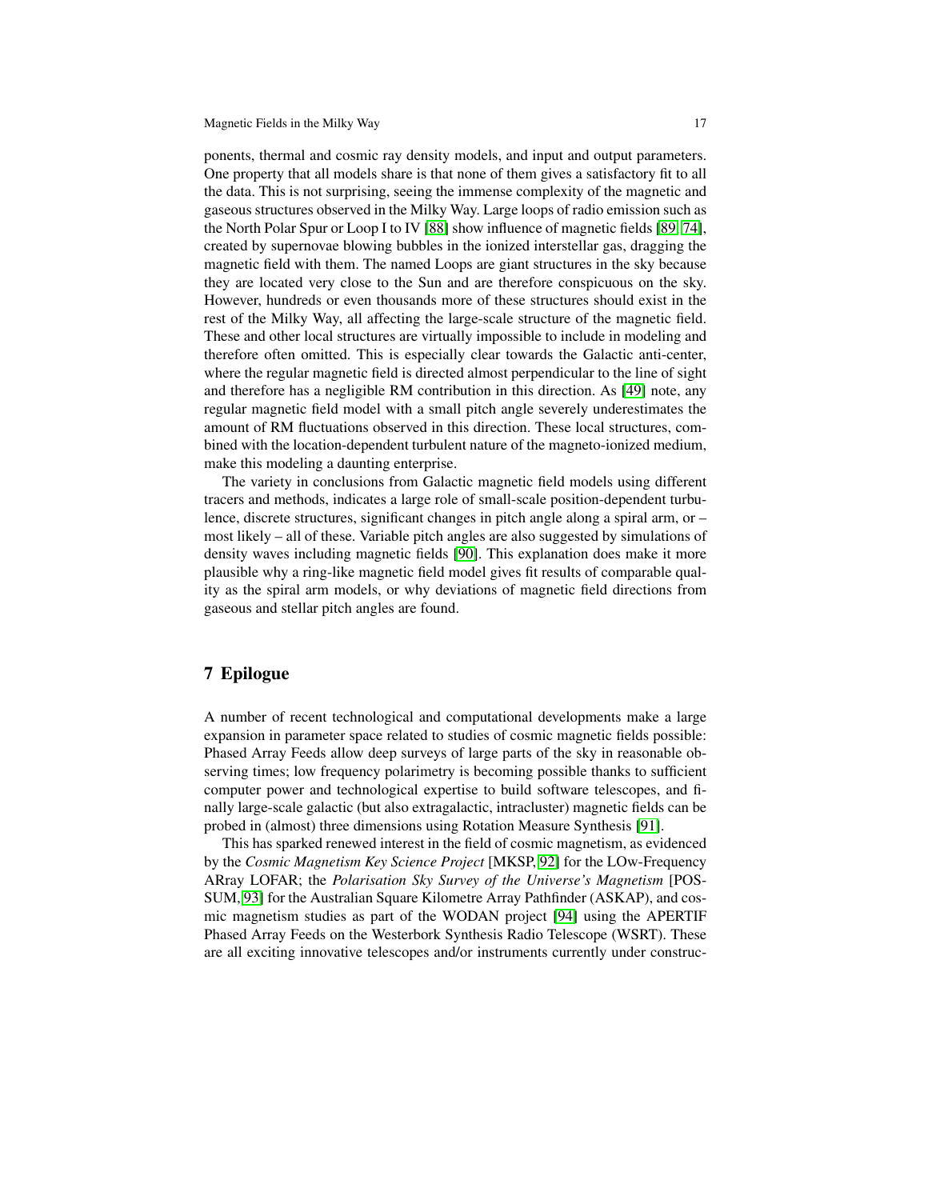ponents, thermal and cosmic ray density models, and input and output parameters. One property that all models share is that none of them gives a satisfactory fit to all the data. This is not surprising, seeing the immense complexity of the magnetic and gaseous structures observed in the Milky Way. Large loops of radio emission such as the North Polar Spur or Loop I to IV [88] show influence of magnetic fields [89, 74], created by supernovae blowing bubbles in the ionized interstellar gas, dragging the magnetic field with them. The named Loops are giant structures in the sky because they are located very close to the Sun and are therefore conspicuous on the sky. However, hundreds or even thousands more of these structures should exist in the rest of the Milky Way, all affecting the large-scale structure of the magnetic field. These and other local structures are virtually impossible to include in modeling and therefore often omitted. This is especially clear towards the Galactic anti-center, where the regular magnetic field is directed almost perpendicular to the line of sight and therefore has a negligible RM contribution in this direction. As [49] note, any regular magnetic field model with a small pitch angle severely underestimates the amount of RM fluctuations observed in this direction. These local structures, combined with the location-dependent turbulent nature of the magneto-ionized medium, make this modeling a daunting enterprise.

The variety in conclusions from Galactic magnetic field models using different tracers and methods, indicates a large role of small-scale position-dependent turbulence, discrete structures, significant changes in pitch angle along a spiral arm, or – most likely – all of these. Variable pitch angles are also suggested by simulations of density waves including magnetic fields [90]. This explanation does make it more plausible why a ring-like magnetic field model gives fit results of comparable quality as the spiral arm models, or why deviations of magnetic field directions from gaseous and stellar pitch angles are found.

## 7 Epilogue

A number of recent technological and computational developments make a large expansion in parameter space related to studies of cosmic magnetic fields possible: Phased Array Feeds allow deep surveys of large parts of the sky in reasonable observing times; low frequency polarimetry is becoming possible thanks to sufficient computer power and technological expertise to build software telescopes, and finally large-scale galactic (but also extragalactic, intracluster) magnetic fields can be probed in (almost) three dimensions using Rotation Measure Synthesis [91].

This has sparked renewed interest in the field of cosmic magnetism, as evidenced by the *Cosmic Magnetism Key Science Project* [MKSP, 92] for the LOw-Frequency ARray LOFAR; the *Polarisation Sky Survey of the Universe's Magnetism* [POSSUM, 93] for the Australian Square Kilometre Array Pathfinder (ASKAP), and cosmic magnetism studies as part of the WODAN project [94] using the APERTIF Phased Array Feeds on the Westerbork Synthesis Radio Telescope (WSRT). These are all exciting innovative telescopes and/or instruments currently under construc-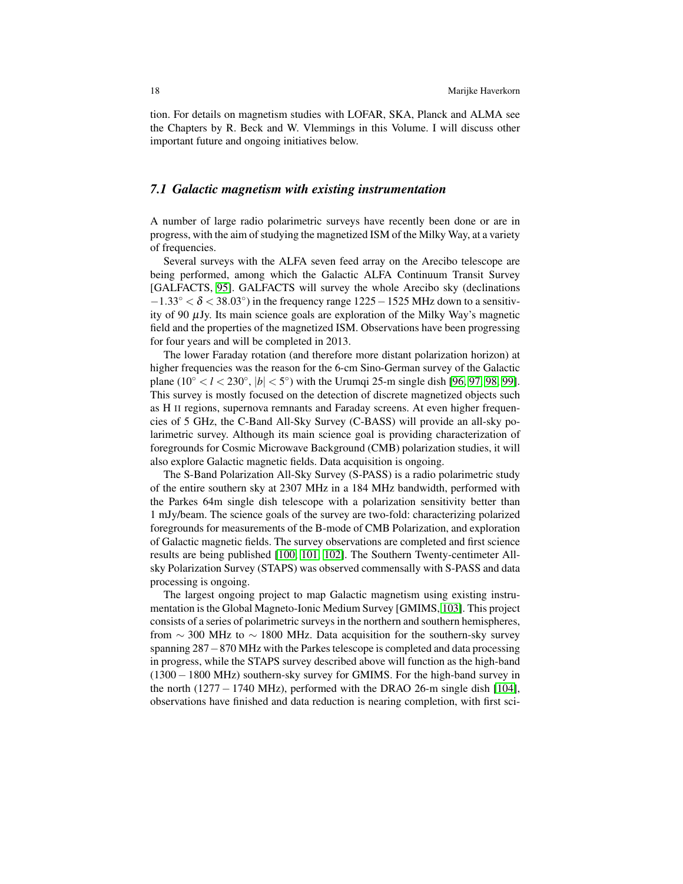tion. For details on magnetism studies with LOFAR, SKA, Planck and ALMA see the Chapters by R. Beck and W. Vlemmings in this Volume. I will discuss other important future and ongoing initiatives below.

### *7.1 Galactic magnetism with existing instrumentation*

A number of large radio polarimetric surveys have recently been done or are in progress, with the aim of studying the magnetized ISM of the Milky Way, at a variety of frequencies.

Several surveys with the ALFA seven feed array on the Arecibo telescope are being performed, among which the Galactic ALFA Continuum Transit Survey [GALFACTS, [95]]. GALFACTS will survey the whole Arecibo sky (declinations $-1.33^\circ < \delta < 38.03^\circ$) in the frequency range $1225-1525$ MHz down to a sensitivity of 90 $\mu$Jy. Its main science goals are exploration of the Milky Way's magnetic field and the properties of the magnetized ISM. Observations have been progressing for four years and will be completed in 2013.

The lower Faraday rotation (and therefore more distant polarization horizon) at higher frequencies was the reason for the 6-cm Sino-German survey of the Galactic plane ($10^\circ < l < 230^\circ$, $|b| < 5^\circ$) with the Urumqi 25-m single dish [96, 97, 98, 99]. This survey is mostly focused on the detection of discrete magnetized objects such as H II regions, supernova remnants and Faraday screens. At even higher frequencies of 5 GHz, the C-Band All-Sky Survey (C-BASS) will provide an all-sky polarimetric survey. Although its main science goal is providing characterization of foregrounds for Cosmic Microwave Background (CMB) polarization studies, it will also explore Galactic magnetic fields. Data acquisition is ongoing.

The S-Band Polarization All-Sky Survey (S-PASS) is a radio polarimetric study of the entire southern sky at 2307 MHz in a 184 MHz bandwidth, performed with the Parkes 64m single dish telescope with a polarization sensitivity better than 1 mJy/beam. The science goals of the survey are two-fold: characterizing polarized foregrounds for measurements of the B-mode of CMB Polarization, and exploration of Galactic magnetic fields. The survey observations are completed and first science results are being published [100, 101, 102]. The Southern Twenty-centimeter All-sky Polarization Survey (STAPS) was observed commensally with S-PASS and data processing is ongoing.

The largest ongoing project to map Galactic magnetism using existing instrumentation is the Global Magneto-Ionic Medium Survey [GMIMS, [103]]. This project consists of a series of polarimetric surveys in the northern and southern hemispheres, from $\sim 300$ MHz to $\sim 1800$ MHz. Data acquisition for the southern-sky survey spanning $287-870$ MHz with the Parkes telescope is completed and data processing in progress, while the STAPS survey described above will function as the high-band ($1300-1800$ MHz) southern-sky survey for GMIMS. For the high-band survey in the north ($1277-1740$ MHz), performed with the DRAO 26-m single dish [104], observations have finished and data reduction is nearing completion, with first sci-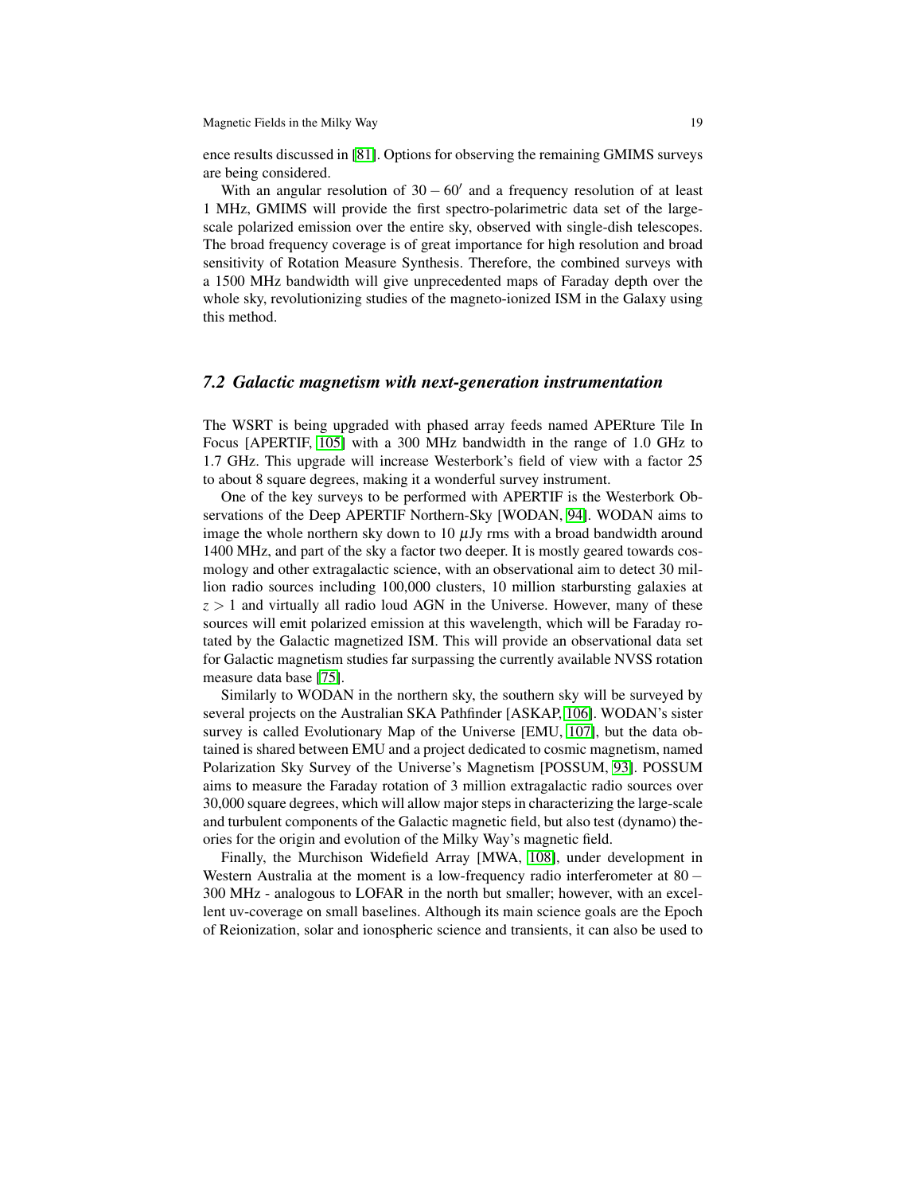ence results discussed in [81]. Options for observing the remaining GMIMS surveys are being considered.

With an angular resolution of $30 - 60'$ and a frequency resolution of at least 1 MHz, GMIMS will provide the first spectro-polarimetric data set of the large-scale polarized emission over the entire sky, observed with single-dish telescopes. The broad frequency coverage is of great importance for high resolution and broad sensitivity of Rotation Measure Synthesis. Therefore, the combined surveys with a 1500 MHz bandwidth will give unprecedented maps of Faraday depth over the whole sky, revolutionizing studies of the magneto-ionized ISM in the Galaxy using this method.

### *7.2 Galactic magnetism with next-generation instrumentation*

The WSRT is being upgraded with phased array feeds named APERture Tile In Focus [APERTIF, [105]] with a 300 MHz bandwidth in the range of 1.0 GHz to 1.7 GHz. This upgrade will increase Westerbork's field of view with a factor 25 to about 8 square degrees, making it a wonderful survey instrument.

One of the key surveys to be performed with APERTIF is the Westerbork Observations of the Deep APERTIF Northern-Sky [WODAN, [94]]. WODAN aims to image the whole northern sky down to 10 $\mu$Jy rms with a broad bandwidth around 1400 MHz, and part of the sky a factor two deeper. It is mostly geared towards cosmology and other extragalactic science, with an observational aim to detect 30 million radio sources including 100,000 clusters, 10 million starbursting galaxies at $z > 1$ and virtually all radio loud AGN in the Universe. However, many of these sources will emit polarized emission at this wavelength, which will be Faraday rotated by the Galactic magnetized ISM. This will provide an observational data set for Galactic magnetism studies far surpassing the currently available NVSS rotation measure data base [75].

Similarly to WODAN in the northern sky, the southern sky will be surveyed by several projects on the Australian SKA Pathfinder [ASKAP, [106]]. WODAN's sister survey is called Evolutionary Map of the Universe [EMU, [107]], but the data obtained is shared between EMU and a project dedicated to cosmic magnetism, named Polarization Sky Survey of the Universe's Magnetism [POSSUM, [93]]. POSSUM aims to measure the Faraday rotation of 3 million extragalactic radio sources over 30,000 square degrees, which will allow major steps in characterizing the large-scale and turbulent components of the Galactic magnetic field, but also test (dynamo) theories for the origin and evolution of the Milky Way's magnetic field.

Finally, the Murchison Widefield Array [MWA, [108]], under development in Western Australia at the moment is a low-frequency radio interferometer at $80 - 300$ MHz - analogous to LOFAR in the north but smaller; however, with an excellent uv-coverage on small baselines. Although its main science goals are the Epoch of Reionization, solar and ionospheric science and transients, it can also be used to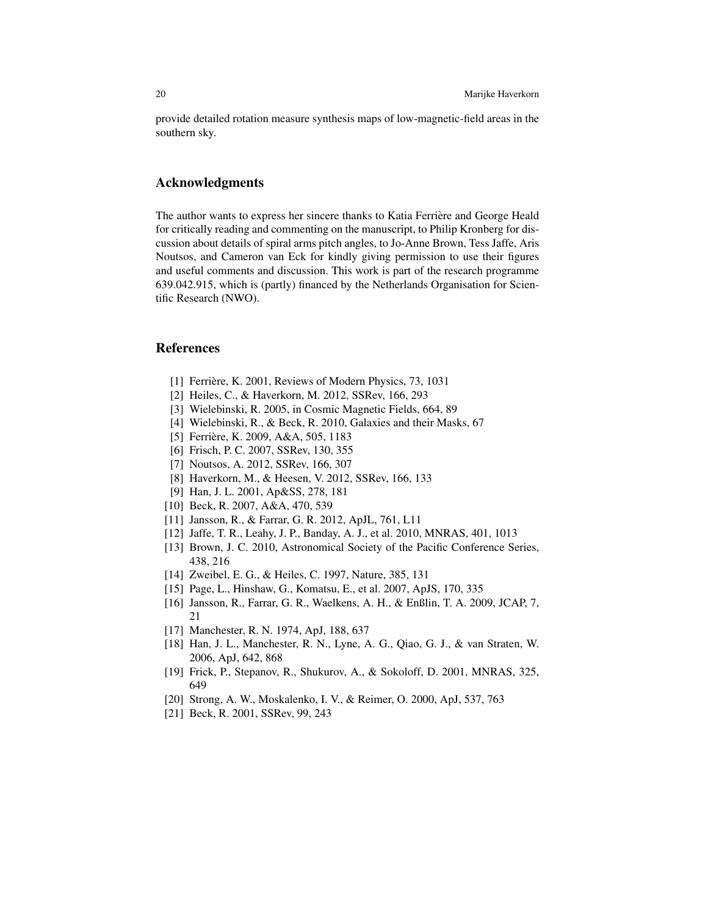provide detailed rotation measure synthesis maps of low-magnetic-field areas in the southern sky.

## Acknowledgments

The author wants to express her sincere thanks to Katia Ferrière and George Heald for critically reading and commenting on the manuscript, to Philip Kronberg for discussion about details of spiral arms pitch angles, to Jo-Anne Brown, Tess Jaffe, Aris Noutsos, and Cameron van Eck for kindly giving permission to use their figures and useful comments and discussion. This work is part of the research programme 639.042.915, which is (partly) financed by the Netherlands Organisation for Scientific Research (NWO).

## References

[1] Ferrière, K. 2001, Reviews of Modern Physics, 73, 1031
[2] Heiles, C., & Haverkorn, M. 2012, SSRev, 166, 293
[3] Wielebinski, R. 2005, in Cosmic Magnetic Fields, 664, 89
[4] Wielebinski, R., & Beck, R. 2010, Galaxies and their Masks, 67
[5] Ferrière, K. 2009, A&A, 505, 1183
[6] Frisch, P. C. 2007, SSRev, 130, 355
[7] Noutsos, A. 2012, SSRev, 166, 307
[8] Haverkorn, M., & Heesen, V. 2012, SSRev, 166, 133
[9] Han, J. L. 2001, Ap&SS, 278, 181
[10] Beck, R. 2007, A&A, 470, 539
[11] Jansson, R., & Farrar, G. R. 2012, ApJL, 761, L11
[12] Jaffe, T. R., Leahy, J. P., Banday, A. J., et al. 2010, MNRAS, 401, 1013
[13] Brown, J. C. 2010, Astronomical Society of the Pacific Conference Series, 438, 216
[14] Zweibel, E. G., & Heiles, C. 1997, Nature, 385, 131
[15] Page, L., Hinshaw, G., Komatsu, E., et al. 2007, ApJS, 170, 335
[16] Jansson, R., Farrar, G. R., Waelkens, A. H., & Enßlin, T. A. 2009, JCAP, 7, 21
[17] Manchester, R. N. 1974, ApJ, 188, 637
[18] Han, J. L., Manchester, R. N., Lyne, A. G., Qiao, G. J., & van Straten, W. 2006, ApJ, 642, 868
[19] Frick, P., Stepanov, R., Shukurov, A., & Sokoloff, D. 2001, MNRAS, 325, 649
[20] Strong, A. W., Moskalenko, I. V., & Reimer, O. 2000, ApJ, 537, 763
[21] Beck, R. 2001, SSRev, 99, 243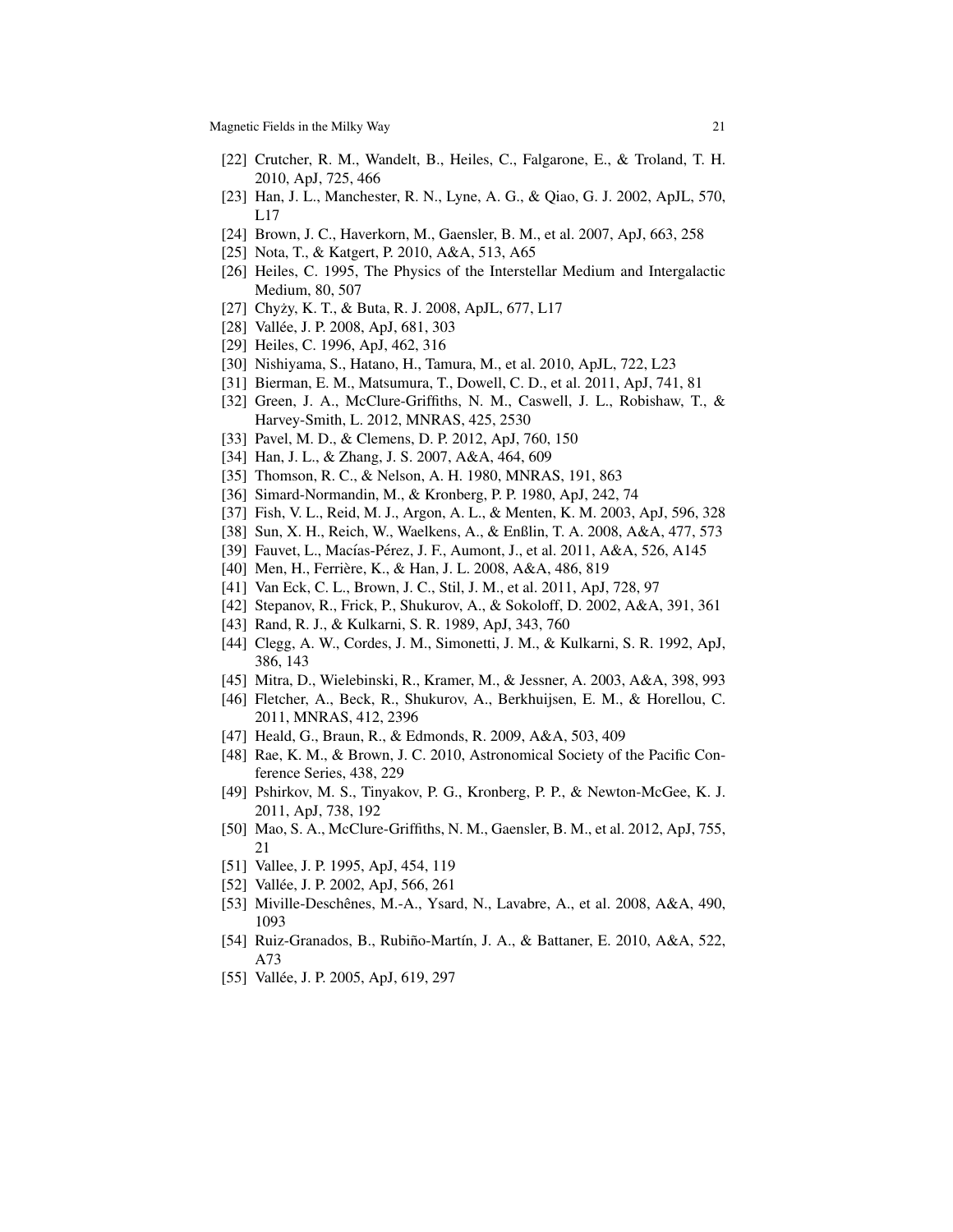[22] Crutcher, R. M., Wandelt, B., Heiles, C., Falgarone, E., & Troland, T. H. 2010, ApJ, 725, 466

[23] Han, J. L., Manchester, R. N., Lyne, A. G., & Qiao, G. J. 2002, ApJL, 570, L17

[24] Brown, J. C., Haverkorn, M., Gaensler, B. M., et al. 2007, ApJ, 663, 258

[25] Nota, T., & Katgert, P. 2010, A&A, 513, A65

[26] Heiles, C. 1995, The Physics of the Interstellar Medium and Intergalactic Medium, 80, 507

[27] Chyży, K. T., & Buta, R. J. 2008, ApJL, 677, L17

[28] Vallée, J. P. 2008, ApJ, 681, 303

[29] Heiles, C. 1996, ApJ, 462, 316

[30] Nishiyama, S., Hatano, H., Tamura, M., et al. 2010, ApJL, 722, L23

[31] Bierman, E. M., Matsumura, T., Dowell, C. D., et al. 2011, ApJ, 741, 81

[32] Green, J. A., McClure-Griffiths, N. M., Caswell, J. L., Robishaw, T., & Harvey-Smith, L. 2012, MNRAS, 425, 2530

[33] Pavel, M. D., & Clemens, D. P. 2012, ApJ, 760, 150

[34] Han, J. L., & Zhang, J. S. 2007, A&A, 464, 609

[35] Thomson, R. C., & Nelson, A. H. 1980, MNRAS, 191, 863

[36] Simard-Normandin, M., & Kronberg, P. P. 1980, ApJ, 242, 74

[37] Fish, V. L., Reid, M. J., Argon, A. L., & Menten, K. M. 2003, ApJ, 596, 328

[38] Sun, X. H., Reich, W., Waelkens, A., & Enßlin, T. A. 2008, A&A, 477, 573

[39] Fauvet, L., Macías-Pérez, J. F., Aumont, J., et al. 2011, A&A, 526, A145

[40] Men, H., Ferrière, K., & Han, J. L. 2008, A&A, 486, 819

[41] Van Eck, C. L., Brown, J. C., Stil, J. M., et al. 2011, ApJ, 728, 97

[42] Stepanov, R., Frick, P., Shukurov, A., & Sokoloff, D. 2002, A&A, 391, 361

[43] Rand, R. J., & Kulkarni, S. R. 1989, ApJ, 343, 760

[44] Clegg, A. W., Cordes, J. M., Simonetti, J. M., & Kulkarni, S. R. 1992, ApJ, 386, 143

[45] Mitra, D., Wielebinski, R., Kramer, M., & Jessner, A. 2003, A&A, 398, 993

[46] Fletcher, A., Beck, R., Shukurov, A., Berkhuijsen, E. M., & Horellou, C. 2011, MNRAS, 412, 2396

[47] Heald, G., Braun, R., & Edmonds, R. 2009, A&A, 503, 409

[48] Rae, K. M., & Brown, J. C. 2010, Astronomical Society of the Pacific Conference Series, 438, 229

[49] Pshirkov, M. S., Tinyakov, P. G., Kronberg, P. P., & Newton-McGee, K. J. 2011, ApJ, 738, 192

[50] Mao, S. A., McClure-Griffiths, N. M., Gaensler, B. M., et al. 2012, ApJ, 755, 21

[51] Vallee, J. P. 1995, ApJ, 454, 119

[52] Vallée, J. P. 2002, ApJ, 566, 261

[53] Miville-Deschênes, M.-A., Ysard, N., Lavabre, A., et al. 2008, A&A, 490, 1093

[54] Ruiz-Granados, B., Rubiño-Martín, J. A., & Battaner, E. 2010, A&A, 522, A73

[55] Vallée, J. P. 2005, ApJ, 619, 297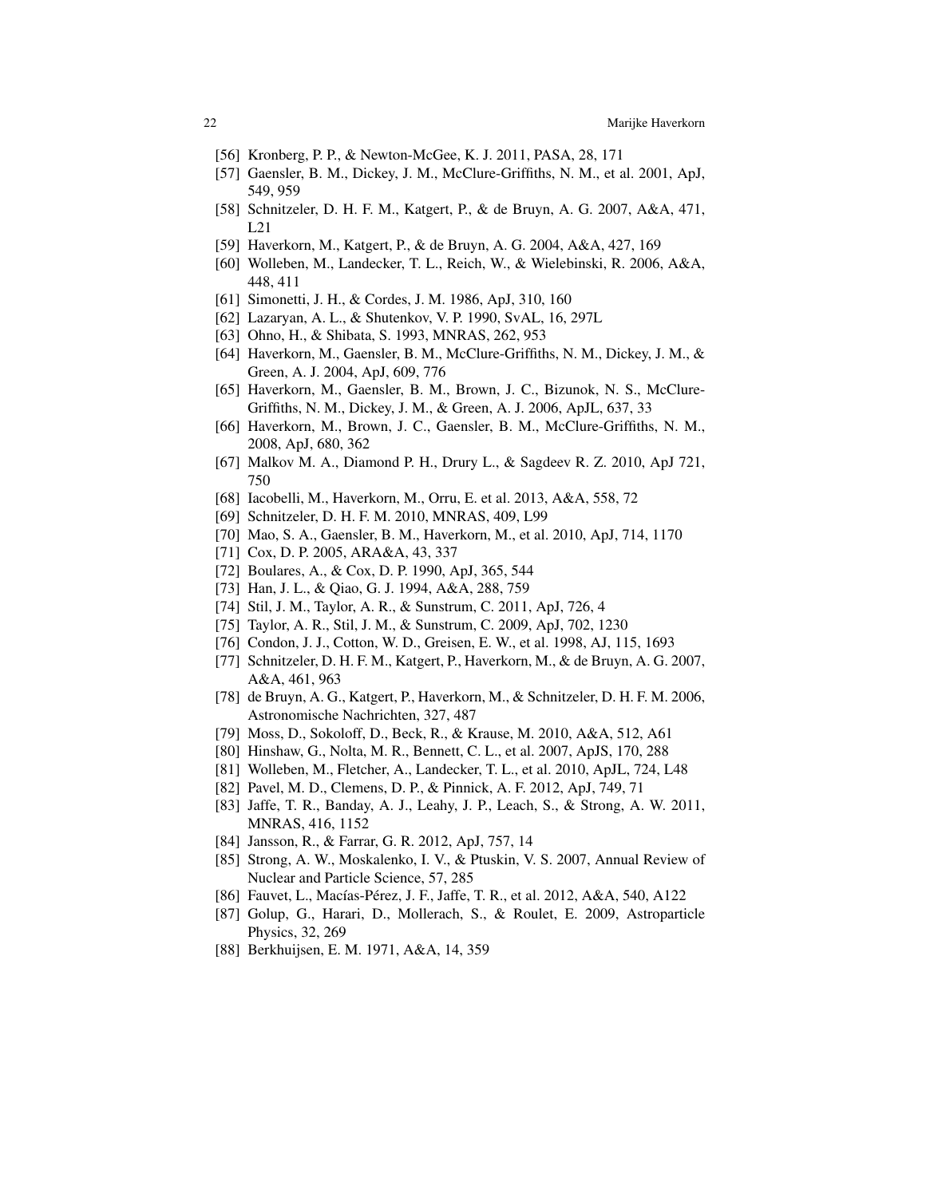[56] Kronberg, P. P., & Newton-McGee, K. J. 2011, PASA, 28, 171
[57] Gaensler, B. M., Dickey, J. M., McClure-Griffiths, N. M., et al. 2001, ApJ, 549, 959
[58] Schnitzeler, D. H. F. M., Katgert, P., & de Bruyn, A. G. 2007, A&A, 471, L21
[59] Haverkorn, M., Katgert, P., & de Bruyn, A. G. 2004, A&A, 427, 169
[60] Wolleben, M., Landecker, T. L., Reich, W., & Wielebinski, R. 2006, A&A, 448, 411
[61] Simonetti, J. H., & Cordes, J. M. 1986, ApJ, 310, 160
[62] Lazaryan, A. L., & Shutenkov, V. P. 1990, SvAL, 16, 297L
[63] Ohno, H., & Shibata, S. 1993, MNRAS, 262, 953
[64] Haverkorn, M., Gaensler, B. M., McClure-Griffiths, N. M., Dickey, J. M., & Green, A. J. 2004, ApJ, 609, 776
[65] Haverkorn, M., Gaensler, B. M., Brown, J. C., Bizunok, N. S., McClure-Griffiths, N. M., Dickey, J. M., & Green, A. J. 2006, ApJL, 637, 33
[66] Haverkorn, M., Brown, J. C., Gaensler, B. M., McClure-Griffiths, N. M., 2008, ApJ, 680, 362
[67] Malkov M. A., Diamond P. H., Drury L., & Sagdeev R. Z. 2010, ApJ 721, 750
[68] Iacobelli, M., Haverkorn, M., Orru, E. et al. 2013, A&A, 558, 72
[69] Schnitzeler, D. H. F. M. 2010, MNRAS, 409, L99
[70] Mao, S. A., Gaensler, B. M., Haverkorn, M., et al. 2010, ApJ, 714, 1170
[71] Cox, D. P. 2005, ARA&A, 43, 337
[72] Boulares, A., & Cox, D. P. 1990, ApJ, 365, 544
[73] Han, J. L., & Qiao, G. J. 1994, A&A, 288, 759
[74] Stil, J. M., Taylor, A. R., & Sunstrum, C. 2011, ApJ, 726, 4
[75] Taylor, A. R., Stil, J. M., & Sunstrum, C. 2009, ApJ, 702, 1230
[76] Condon, J. J., Cotton, W. D., Greisen, E. W., et al. 1998, AJ, 115, 1693
[77] Schnitzeler, D. H. F. M., Katgert, P., Haverkorn, M., & de Bruyn, A. G. 2007, A&A, 461, 963
[78] de Bruyn, A. G., Katgert, P., Haverkorn, M., & Schnitzeler, D. H. F. M. 2006, Astronomische Nachrichten, 327, 487
[79] Moss, D., Sokoloff, D., Beck, R., & Krause, M. 2010, A&A, 512, A61
[80] Hinshaw, G., Nolta, M. R., Bennett, C. L., et al. 2007, ApJS, 170, 288
[81] Wolleben, M., Fletcher, A., Landecker, T. L., et al. 2010, ApJL, 724, L48
[82] Pavel, M. D., Clemens, D. P., & Pinnick, A. F. 2012, ApJ, 749, 71
[83] Jaffe, T. R., Banday, A. J., Leahy, J. P., Leach, S., & Strong, A. W. 2011, MNRAS, 416, 1152
[84] Jansson, R., & Farrar, G. R. 2012, ApJ, 757, 14
[85] Strong, A. W., Moskalenko, I. V., & Ptuskin, V. S. 2007, Annual Review of Nuclear and Particle Science, 57, 285
[86] Fauvet, L., Macías-Pérez, J. F., Jaffe, T. R., et al. 2012, A&A, 540, A122
[87] Golup, G., Harari, D., Mollerach, S., & Roulet, E. 2009, Astroparticle Physics, 32, 269
[88] Berkhuijsen, E. M. 1971, A&A, 14, 359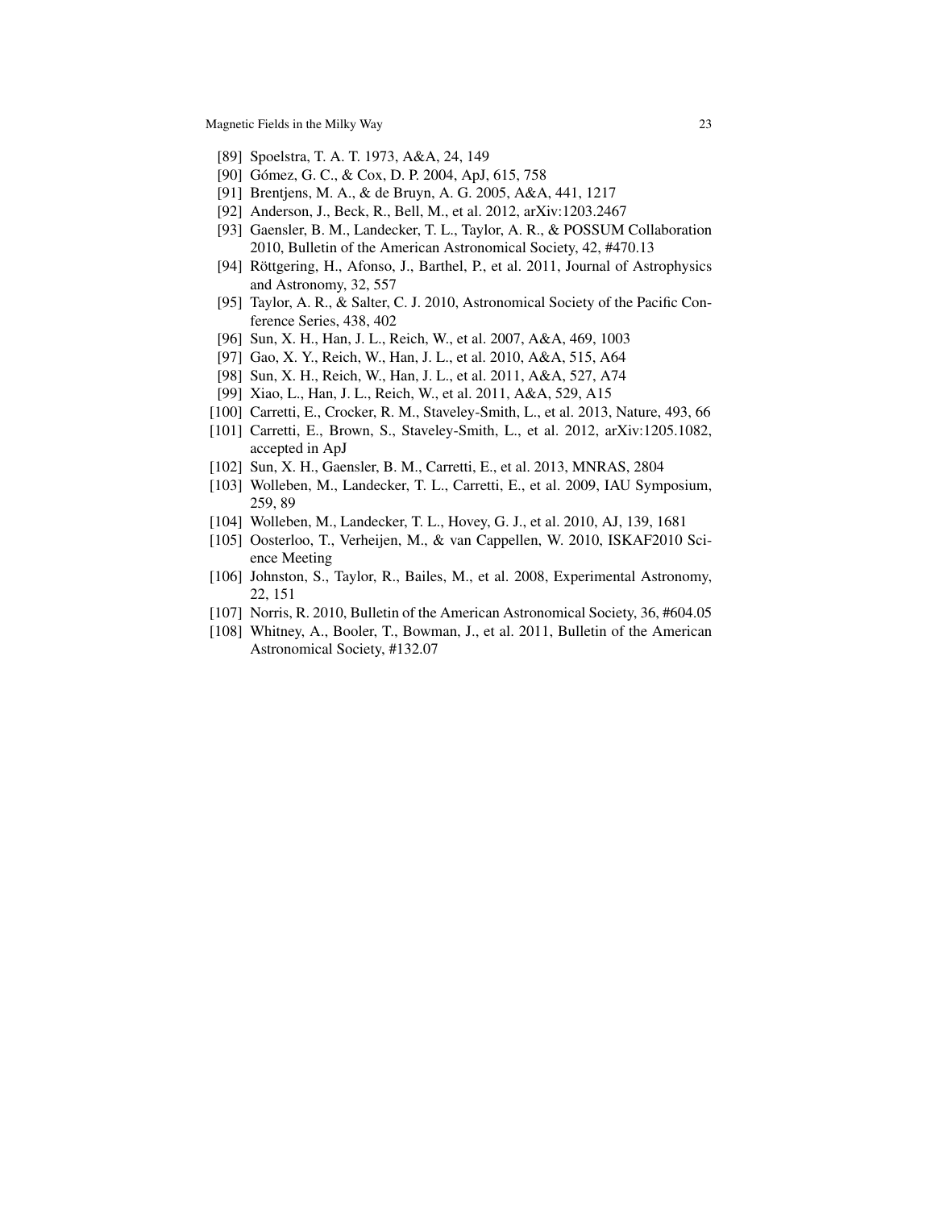[89] Spoelstra, T. A. T. 1973, A&A, 24, 149

[90] Gómez, G. C., & Cox, D. P. 2004, ApJ, 615, 758

[91] Brentjens, M. A., & de Bruyn, A. G. 2005, A&A, 441, 1217

[92] Anderson, J., Beck, R., Bell, M., et al. 2012, arXiv:1203.2467

[93] Gaensler, B. M., Landecker, T. L., Taylor, A. R., & POSSUM Collaboration 2010, Bulletin of the American Astronomical Society, 42, #470.13

[94] Röttgering, H., Afonso, J., Barthel, P., et al. 2011, Journal of Astrophysics and Astronomy, 32, 557

[95] Taylor, A. R., & Salter, C. J. 2010, Astronomical Society of the Pacific Conference Series, 438, 402

[96] Sun, X. H., Han, J. L., Reich, W., et al. 2007, A&A, 469, 1003

[97] Gao, X. Y., Reich, W., Han, J. L., et al. 2010, A&A, 515, A64

[98] Sun, X. H., Reich, W., Han, J. L., et al. 2011, A&A, 527, A74

[99] Xiao, L., Han, J. L., Reich, W., et al. 2011, A&A, 529, A15

[100] Carretti, E., Crocker, R. M., Staveley-Smith, L., et al. 2013, Nature, 493, 66

[101] Carretti, E., Brown, S., Staveley-Smith, L., et al. 2012, arXiv:1205.1082, accepted in ApJ

[102] Sun, X. H., Gaensler, B. M., Carretti, E., et al. 2013, MNRAS, 2804

[103] Wolleben, M., Landecker, T. L., Carretti, E., et al. 2009, IAU Symposium, 259, 89

[104] Wolleben, M., Landecker, T. L., Hovey, G. J., et al. 2010, AJ, 139, 1681

[105] Oosterloo, T., Verheijen, M., & van Cappellen, W. 2010, ISKAF2010 Science Meeting

[106] Johnston, S., Taylor, R., Bailes, M., et al. 2008, Experimental Astronomy, 22, 151

[107] Norris, R. 2010, Bulletin of the American Astronomical Society, 36, #604.05

[108] Whitney, A., Booler, T., Bowman, J., et al. 2011, Bulletin of the American Astronomical Society, #132.07